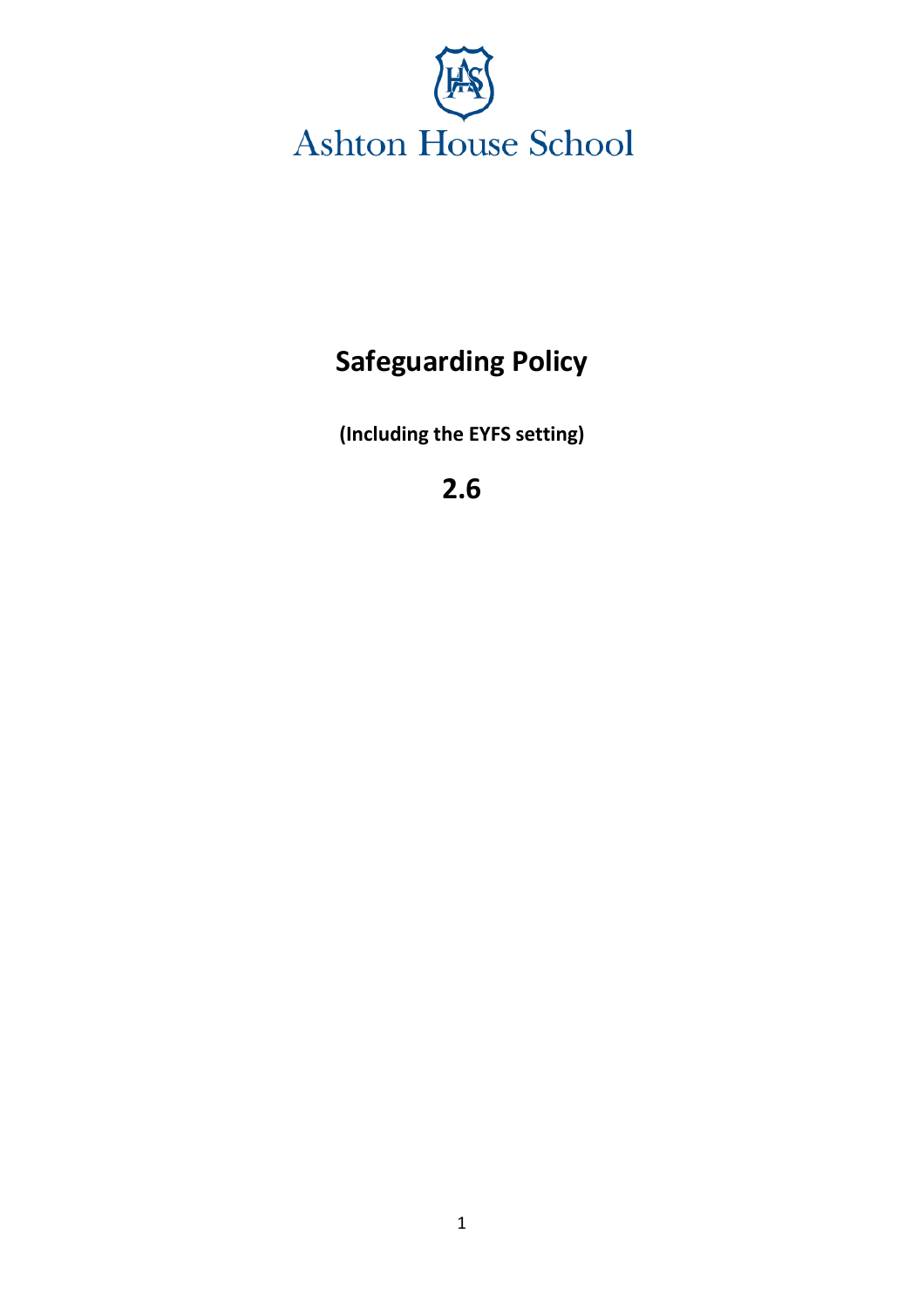Ashton House School

# Safeguarding Policy

**(Including the EYFS setting)**

## 2.6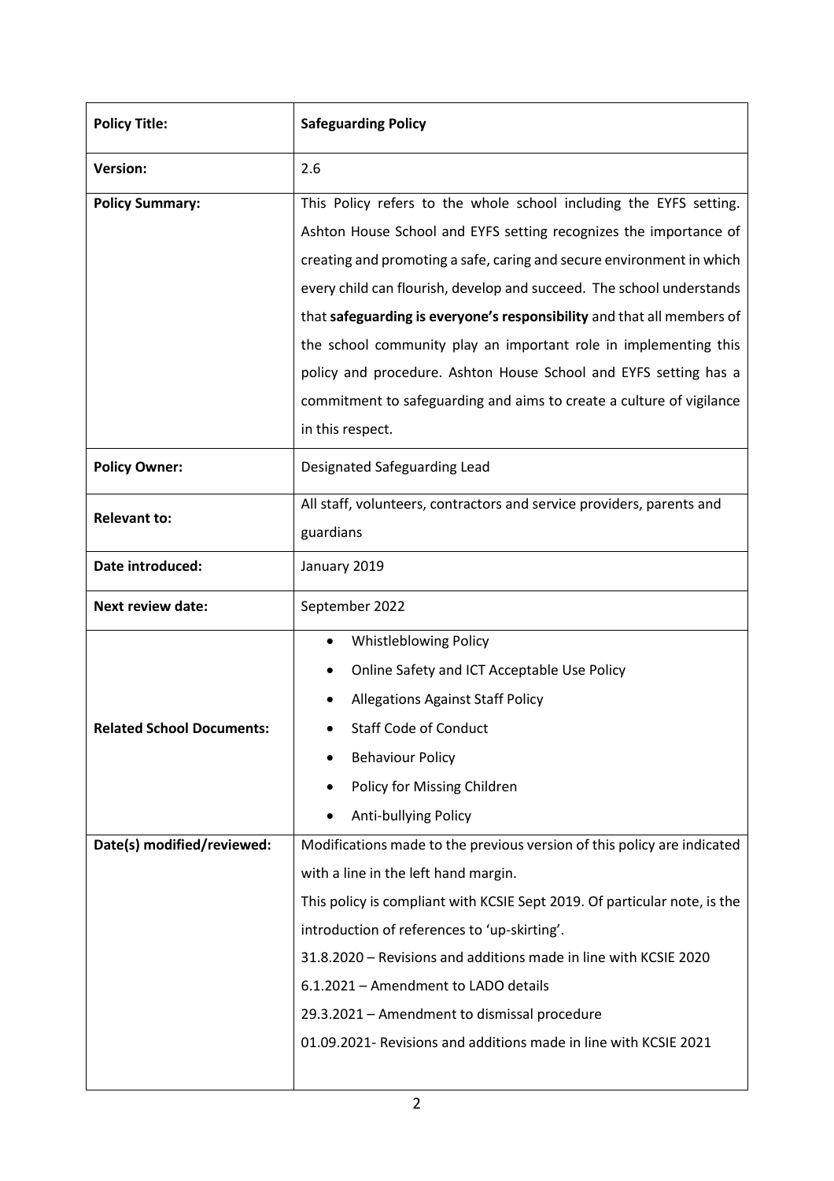| **Policy Title:** | **Safeguarding Policy** |
|---|---|
| **Version:** | 2.6 |
| **Policy Summary:** | This Policy refers to the whole school including the EYFS setting. Ashton House School and EYFS setting recognizes the importance of creating and promoting a safe, caring and secure environment in which every child can flourish, develop and succeed. The school understands that **safeguarding is everyone's responsibility** and that all members of the school community play an important role in implementing this policy and procedure. Ashton House School and EYFS setting has a commitment to safeguarding and aims to create a culture of vigilance in this respect. |
| **Policy Owner:** | Designated Safeguarding Lead |
| **Relevant to:** | All staff, volunteers, contractors and service providers, parents and guardians |
| **Date introduced:** | January 2019 |
| **Next review date:** | September 2022 |
| **Related School Documents:** | • Whistleblowing Policy<br>• Online Safety and ICT Acceptable Use Policy<br>• Allegations Against Staff Policy<br>• Staff Code of Conduct<br>• Behaviour Policy<br>• Policy for Missing Children<br>• Anti-bullying Policy |
| **Date(s) modified/reviewed:** | Modifications made to the previous version of this policy are indicated with a line in the left hand margin.<br>This policy is compliant with KCSIE Sept 2019. Of particular note, is the introduction of references to 'up-skirting'.<br>31.8.2020 – Revisions and additions made in line with KCSIE 2020<br>6.1.2021 – Amendment to LADO details<br>29.3.2021 – Amendment to dismissal procedure<br>01.09.2021- Revisions and additions made in line with KCSIE 2021 |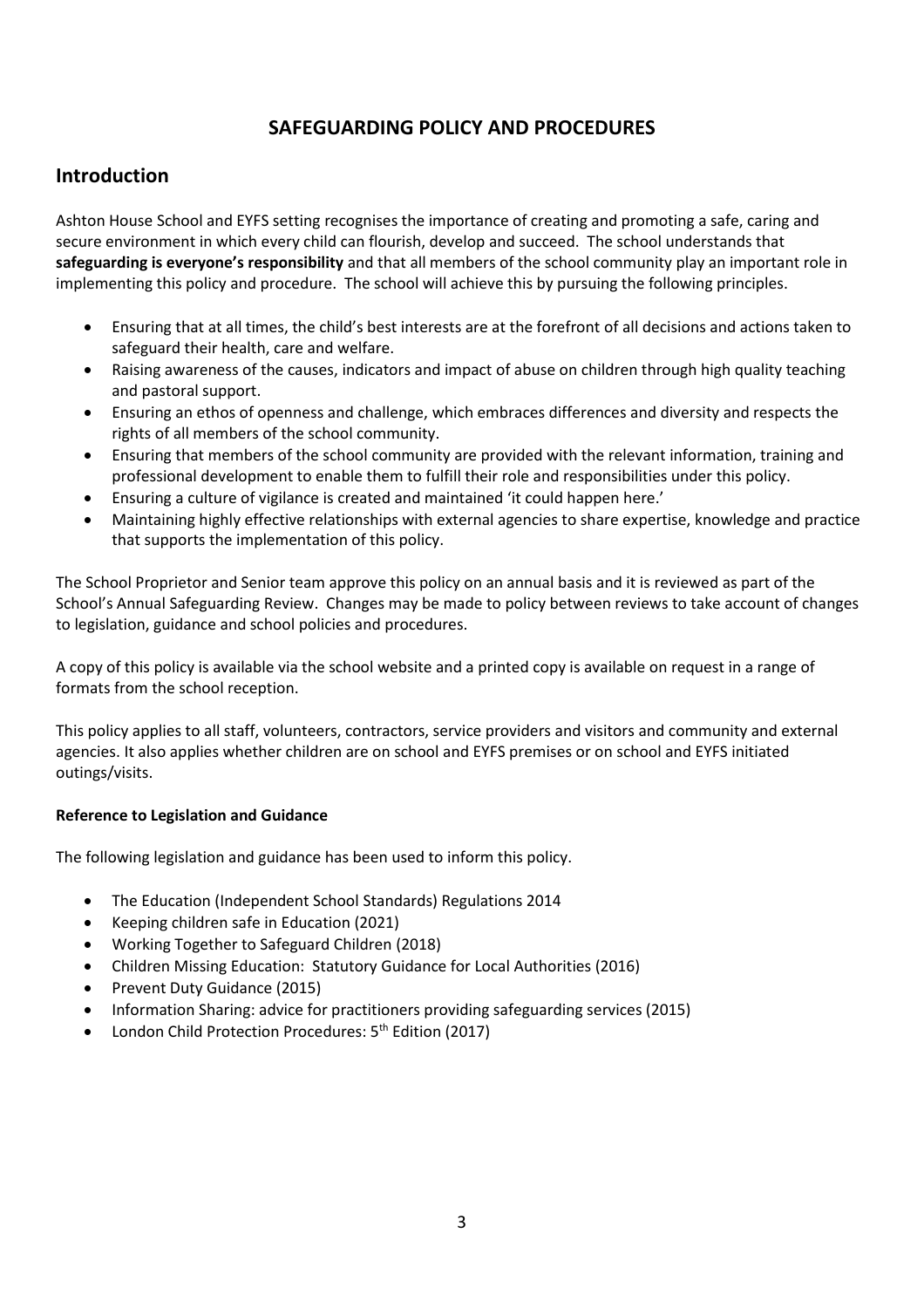# SAFEGUARDING POLICY AND PROCEDURES

## Introduction

Ashton House School and EYFS setting recognises the importance of creating and promoting a safe, caring and secure environment in which every child can flourish, develop and succeed. The school understands that **safeguarding is everyone's responsibility** and that all members of the school community play an important role in implementing this policy and procedure. The school will achieve this by pursuing the following principles.

- Ensuring that at all times, the child's best interests are at the forefront of all decisions and actions taken to safeguard their health, care and welfare.
- Raising awareness of the causes, indicators and impact of abuse on children through high quality teaching and pastoral support.
- Ensuring an ethos of openness and challenge, which embraces differences and diversity and respects the rights of all members of the school community.
- Ensuring that members of the school community are provided with the relevant information, training and professional development to enable them to fulfill their role and responsibilities under this policy.
- Ensuring a culture of vigilance is created and maintained 'it could happen here.'
- Maintaining highly effective relationships with external agencies to share expertise, knowledge and practice that supports the implementation of this policy.

The School Proprietor and Senior team approve this policy on an annual basis and it is reviewed as part of the School's Annual Safeguarding Review. Changes may be made to policy between reviews to take account of changes to legislation, guidance and school policies and procedures.

A copy of this policy is available via the school website and a printed copy is available on request in a range of formats from the school reception.

This policy applies to all staff, volunteers, contractors, service providers and visitors and community and external agencies. It also applies whether children are on school and EYFS premises or on school and EYFS initiated outings/visits.

**Reference to Legislation and Guidance**

The following legislation and guidance has been used to inform this policy.

- The Education (Independent School Standards) Regulations 2014
- Keeping children safe in Education (2021)
- Working Together to Safeguard Children (2018)
- Children Missing Education: Statutory Guidance for Local Authorities (2016)
- Prevent Duty Guidance (2015)
- Information Sharing: advice for practitioners providing safeguarding services (2015)
- London Child Protection Procedures: 5th Edition (2017)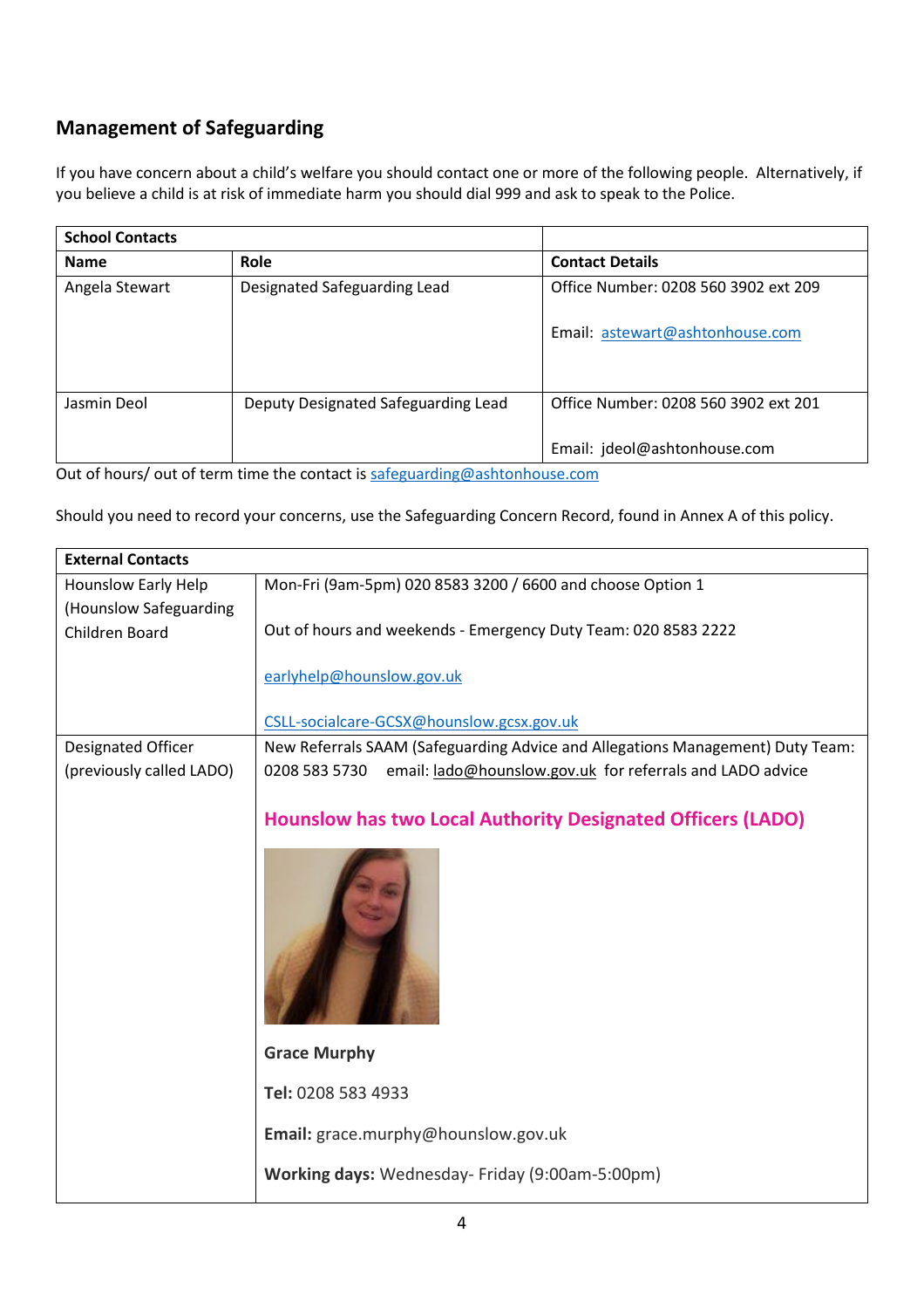## Management of Safeguarding

If you have concern about a child's welfare you should contact one or more of the following people. Alternatively, if you believe a child is at risk of immediate harm you should dial 999 and ask to speak to the Police.

| **School Contacts** | | |
|---|---|---|
| **Name** | **Role** | **Contact Details** |
| Angela Stewart | Designated Safeguarding Lead | Office Number: 0208 560 3902 ext 209<br><br>Email: astewart@ashtonhouse.com |
| Jasmin Deol | Deputy Designated Safeguarding Lead | Office Number: 0208 560 3902 ext 201<br><br>Email: jdeol@ashtonhouse.com |

Out of hours/ out of term time the contact is safeguarding@ashtonhouse.com

Should you need to record your concerns, use the Safeguarding Concern Record, found in Annex A of this policy.

| **External Contacts** | |
|---|---|
| Hounslow Early Help (Hounslow Safeguarding Children Board | Mon-Fri (9am-5pm) 020 8583 3200 / 6600 and choose Option 1<br><br>Out of hours and weekends - Emergency Duty Team: 020 8583 2222<br><br>earlyhelp@hounslow.gov.uk<br><br>CSLL-socialcare-GCSX@hounslow.gcsx.gov.uk |
| Designated Officer (previously called LADO) | New Referrals SAAM (Safeguarding Advice and Allegations Management) Duty Team: 0208 583 5730 email: lado@hounslow.gov.uk for referrals and LADO advice<br><br>**Hounslow has two Local Authority Designated Officers (LADO)**<br><br>**Grace Murphy**<br><br>**Tel:** 0208 583 4933<br><br>**Email:** grace.murphy@hounslow.gov.uk<br><br>**Working days:** Wednesday- Friday (9:00am-5:00pm) |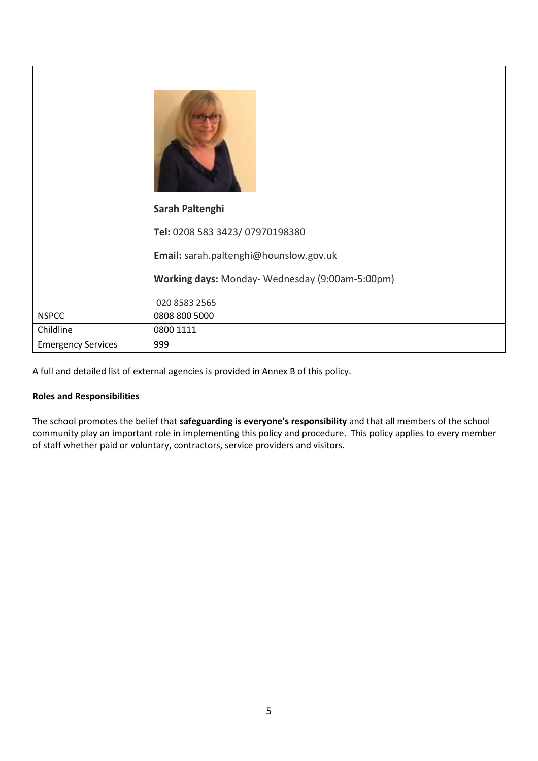| | |
|---|---|
| | **Sarah Paltenghi**<br><br>**Tel:** 0208 583 3423/ 07970198380<br><br>**Email:** sarah.paltenghi@hounslow.gov.uk<br><br>**Working days:** Monday- Wednesday (9:00am-5:00pm)<br><br>020 8583 2565 |
| NSPCC | 0808 800 5000 |
| Childline | 0800 1111 |
| Emergency Services | 999 |

A full and detailed list of external agencies is provided in Annex B of this policy.

**Roles and Responsibilities**

The school promotes the belief that **safeguarding is everyone's responsibility** and that all members of the school community play an important role in implementing this policy and procedure. This policy applies to every member of staff whether paid or voluntary, contractors, service providers and visitors.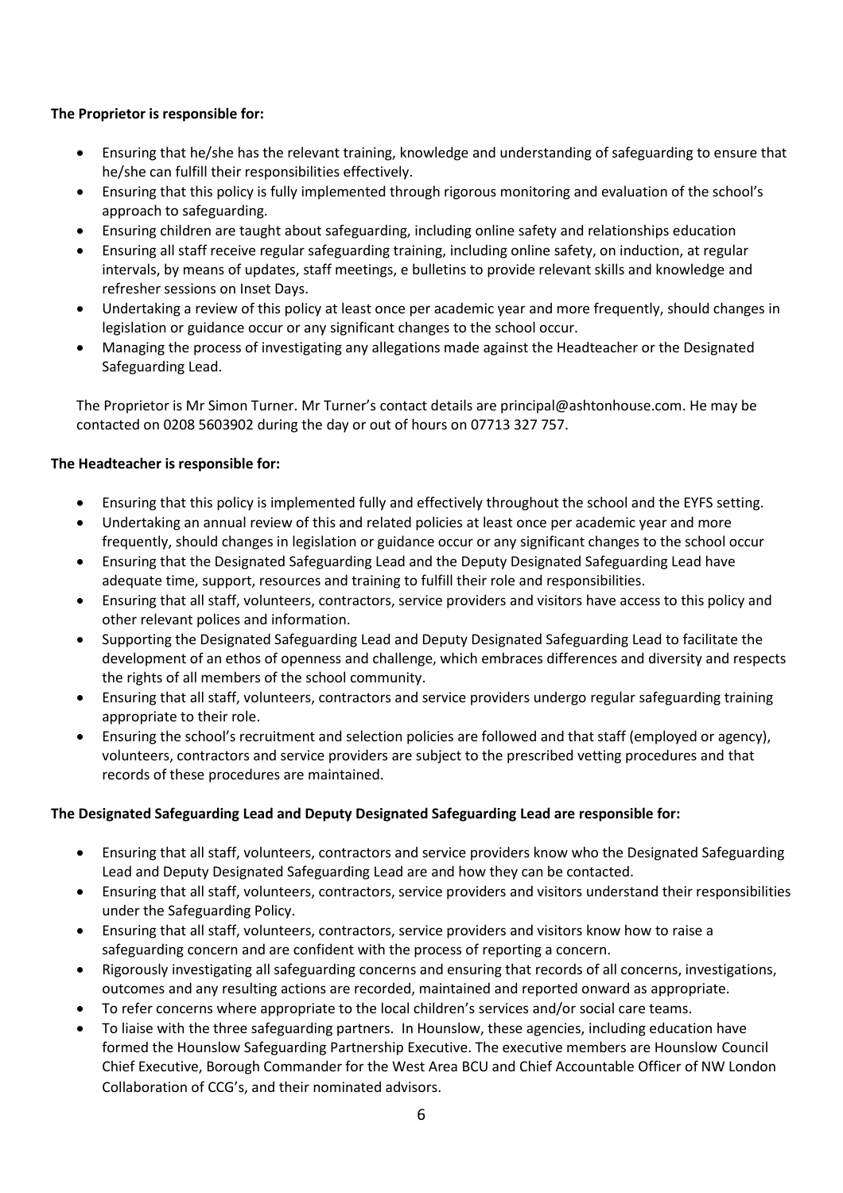**The Proprietor is responsible for:**

- Ensuring that he/she has the relevant training, knowledge and understanding of safeguarding to ensure that he/she can fulfill their responsibilities effectively.
- Ensuring that this policy is fully implemented through rigorous monitoring and evaluation of the school's approach to safeguarding.
- Ensuring children are taught about safeguarding, including online safety and relationships education
- Ensuring all staff receive regular safeguarding training, including online safety, on induction, at regular intervals, by means of updates, staff meetings, e bulletins to provide relevant skills and knowledge and refresher sessions on Inset Days.
- Undertaking a review of this policy at least once per academic year and more frequently, should changes in legislation or guidance occur or any significant changes to the school occur.
- Managing the process of investigating any allegations made against the Headteacher or the Designated Safeguarding Lead.

The Proprietor is Mr Simon Turner. Mr Turner's contact details are principal@ashtonhouse.com. He may be contacted on 0208 5603902 during the day or out of hours on 07713 327 757.

**The Headteacher is responsible for:**

- Ensuring that this policy is implemented fully and effectively throughout the school and the EYFS setting.
- Undertaking an annual review of this and related policies at least once per academic year and more frequently, should changes in legislation or guidance occur or any significant changes to the school occur
- Ensuring that the Designated Safeguarding Lead and the Deputy Designated Safeguarding Lead have adequate time, support, resources and training to fulfill their role and responsibilities.
- Ensuring that all staff, volunteers, contractors, service providers and visitors have access to this policy and other relevant polices and information.
- Supporting the Designated Safeguarding Lead and Deputy Designated Safeguarding Lead to facilitate the development of an ethos of openness and challenge, which embraces differences and diversity and respects the rights of all members of the school community.
- Ensuring that all staff, volunteers, contractors and service providers undergo regular safeguarding training appropriate to their role.
- Ensuring the school's recruitment and selection policies are followed and that staff (employed or agency), volunteers, contractors and service providers are subject to the prescribed vetting procedures and that records of these procedures are maintained.

**The Designated Safeguarding Lead and Deputy Designated Safeguarding Lead are responsible for:**

- Ensuring that all staff, volunteers, contractors and service providers know who the Designated Safeguarding Lead and Deputy Designated Safeguarding Lead are and how they can be contacted.
- Ensuring that all staff, volunteers, contractors, service providers and visitors understand their responsibilities under the Safeguarding Policy.
- Ensuring that all staff, volunteers, contractors, service providers and visitors know how to raise a safeguarding concern and are confident with the process of reporting a concern.
- Rigorously investigating all safeguarding concerns and ensuring that records of all concerns, investigations, outcomes and any resulting actions are recorded, maintained and reported onward as appropriate.
- To refer concerns where appropriate to the local children's services and/or social care teams.
- To liaise with the three safeguarding partners. In Hounslow, these agencies, including education have formed the Hounslow Safeguarding Partnership Executive. The executive members are Hounslow Council Chief Executive, Borough Commander for the West Area BCU and Chief Accountable Officer of NW London Collaboration of CCG's, and their nominated advisors.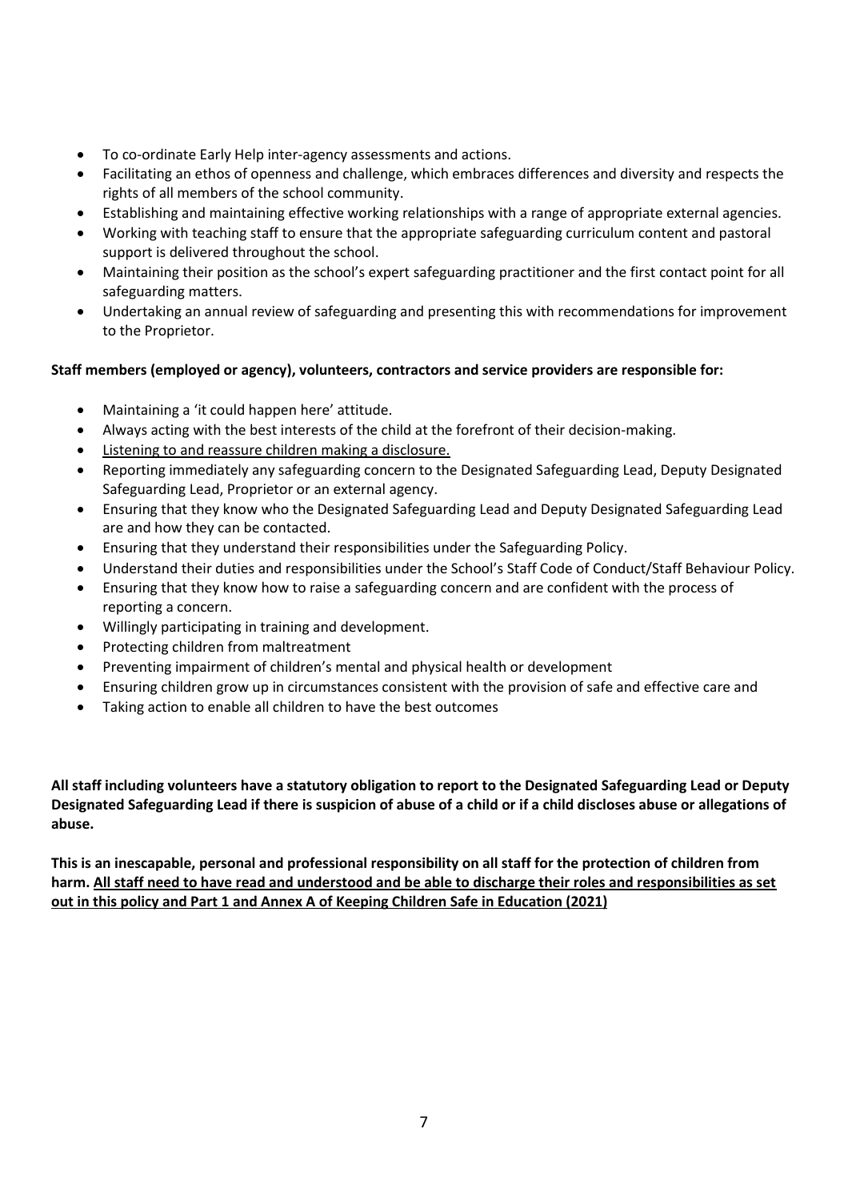- To co-ordinate Early Help inter-agency assessments and actions.
- Facilitating an ethos of openness and challenge, which embraces differences and diversity and respects the rights of all members of the school community.
- Establishing and maintaining effective working relationships with a range of appropriate external agencies.
- Working with teaching staff to ensure that the appropriate safeguarding curriculum content and pastoral support is delivered throughout the school.
- Maintaining their position as the school's expert safeguarding practitioner and the first contact point for all safeguarding matters.
- Undertaking an annual review of safeguarding and presenting this with recommendations for improvement to the Proprietor.

**Staff members (employed or agency), volunteers, contractors and service providers are responsible for:**

- Maintaining a 'it could happen here' attitude.
- Always acting with the best interests of the child at the forefront of their decision-making.
- <u>Listening to and reassure children making a disclosure.</u>
- Reporting immediately any safeguarding concern to the Designated Safeguarding Lead, Deputy Designated Safeguarding Lead, Proprietor or an external agency.
- Ensuring that they know who the Designated Safeguarding Lead and Deputy Designated Safeguarding Lead are and how they can be contacted.
- Ensuring that they understand their responsibilities under the Safeguarding Policy.
- Understand their duties and responsibilities under the School's Staff Code of Conduct/Staff Behaviour Policy.
- Ensuring that they know how to raise a safeguarding concern and are confident with the process of reporting a concern.
- Willingly participating in training and development.
- Protecting children from maltreatment
- Preventing impairment of children's mental and physical health or development
- Ensuring children grow up in circumstances consistent with the provision of safe and effective care and
- Taking action to enable all children to have the best outcomes

**All staff including volunteers have a statutory obligation to report to the Designated Safeguarding Lead or Deputy Designated Safeguarding Lead if there is suspicion of abuse of a child or if a child discloses abuse or allegations of abuse.**

**This is an inescapable, personal and professional responsibility on all staff for the protection of children from harm. <u>All staff need to have read and understood and be able to discharge their roles and responsibilities as set out in this policy and Part 1 and Annex A of Keeping Children Safe in Education (2021)</u>**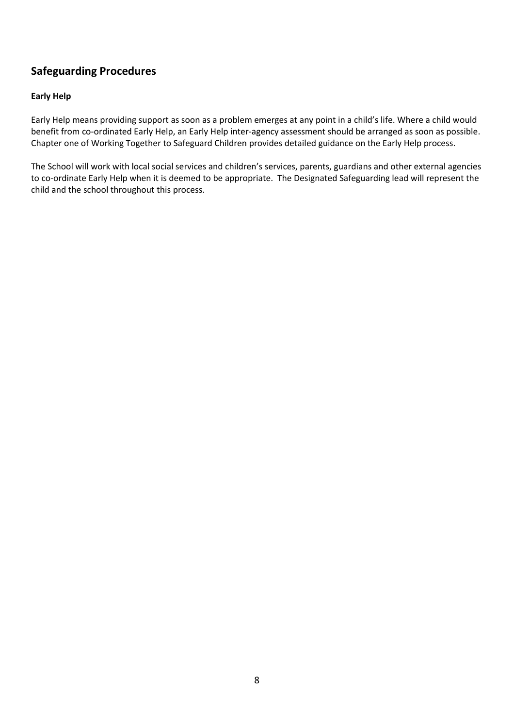## Safeguarding Procedures

### Early Help

Early Help means providing support as soon as a problem emerges at any point in a child's life. Where a child would benefit from co-ordinated Early Help, an Early Help inter-agency assessment should be arranged as soon as possible. Chapter one of Working Together to Safeguard Children provides detailed guidance on the Early Help process.

The School will work with local social services and children's services, parents, guardians and other external agencies to co-ordinate Early Help when it is deemed to be appropriate. The Designated Safeguarding lead will represent the child and the school throughout this process.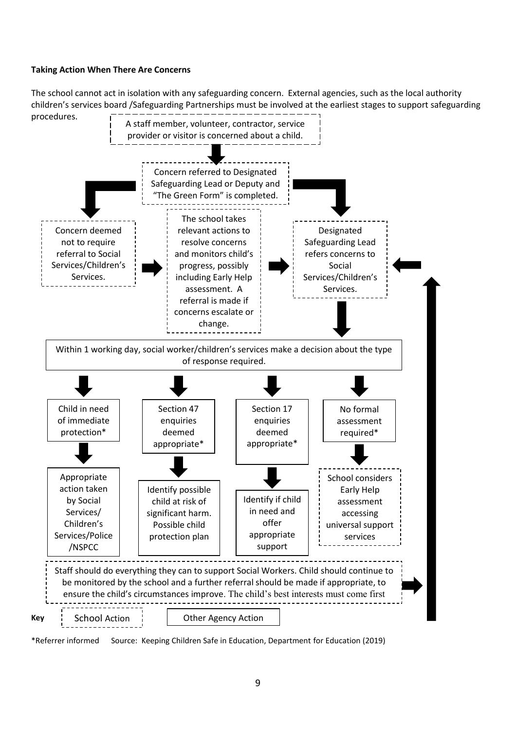**Taking Action When There Are Concerns**

The school cannot act in isolation with any safeguarding concern. External agencies, such as the local authority children's services board /Safeguarding Partnerships must be involved at the earliest stages to support safeguarding procedures.

A staff member, volunteer, contractor, service provider or visitor is concerned about a child.

Concern referred to Designated Safeguarding Lead or Deputy and "The Green Form" is completed.

Concern deemed not to require referral to Social Services/Children's Services.

The school takes relevant actions to resolve concerns and monitors child's progress, possibly including Early Help assessment. A referral is made if concerns escalate or change.

Designated Safeguarding Lead refers concerns to Social Services/Children's Services.

Within 1 working day, social worker/children's services make a decision about the type of response required.

Child in need of immediate protection*

Appropriate action taken by Social Services/ Children's Services/Police /NSPCC

Section 47 enquiries deemed appropriate*

Identify possible child at risk of significant harm. Possible child protection plan

Section 17 enquiries deemed appropriate*

Identify if child in need and offer appropriate support

No formal assessment required*

School considers Early Help assessment accessing universal support services

Staff should do everything they can to support Social Workers. Child should continue to be monitored by the school and a further referral should be made if appropriate, to ensure the child's circumstances improve. The child's best interests must come first

**Key**: School Action (dashed box) | Other Agency Action (solid box)

*Referrer informed Source: Keeping Children Safe in Education, Department for Education (2019)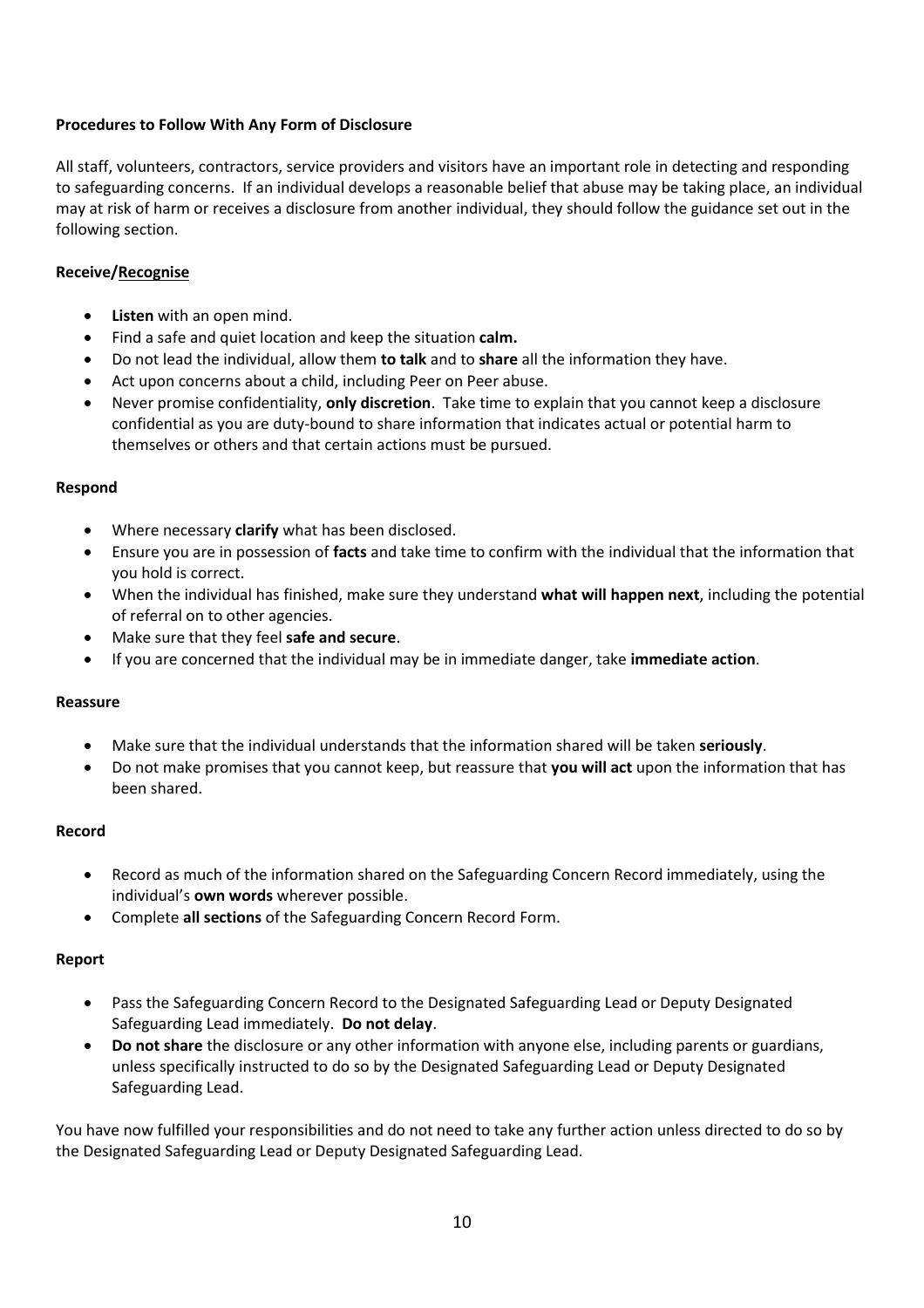**Procedures to Follow With Any Form of Disclosure**

All staff, volunteers, contractors, service providers and visitors have an important role in detecting and responding to safeguarding concerns. If an individual develops a reasonable belief that abuse may be taking place, an individual may at risk of harm or receives a disclosure from another individual, they should follow the guidance set out in the following section.

**Receive/Recognise**

- **Listen** with an open mind.
- Find a safe and quiet location and keep the situation **calm.**
- Do not lead the individual, allow them **to talk** and to **share** all the information they have.
- Act upon concerns about a child, including Peer on Peer abuse.
- Never promise confidentiality, **only discretion**. Take time to explain that you cannot keep a disclosure confidential as you are duty-bound to share information that indicates actual or potential harm to themselves or others and that certain actions must be pursued.

**Respond**

- Where necessary **clarify** what has been disclosed.
- Ensure you are in possession of **facts** and take time to confirm with the individual that the information that you hold is correct.
- When the individual has finished, make sure they understand **what will happen next**, including the potential of referral on to other agencies.
- Make sure that they feel **safe and secure**.
- If you are concerned that the individual may be in immediate danger, take **immediate action**.

**Reassure**

- Make sure that the individual understands that the information shared will be taken **seriously**.
- Do not make promises that you cannot keep, but reassure that **you will act** upon the information that has been shared.

**Record**

- Record as much of the information shared on the Safeguarding Concern Record immediately, using the individual's **own words** wherever possible.
- Complete **all sections** of the Safeguarding Concern Record Form.

**Report**

- Pass the Safeguarding Concern Record to the Designated Safeguarding Lead or Deputy Designated Safeguarding Lead immediately. **Do not delay**.
- **Do not share** the disclosure or any other information with anyone else, including parents or guardians, unless specifically instructed to do so by the Designated Safeguarding Lead or Deputy Designated Safeguarding Lead.

You have now fulfilled your responsibilities and do not need to take any further action unless directed to do so by the Designated Safeguarding Lead or Deputy Designated Safeguarding Lead.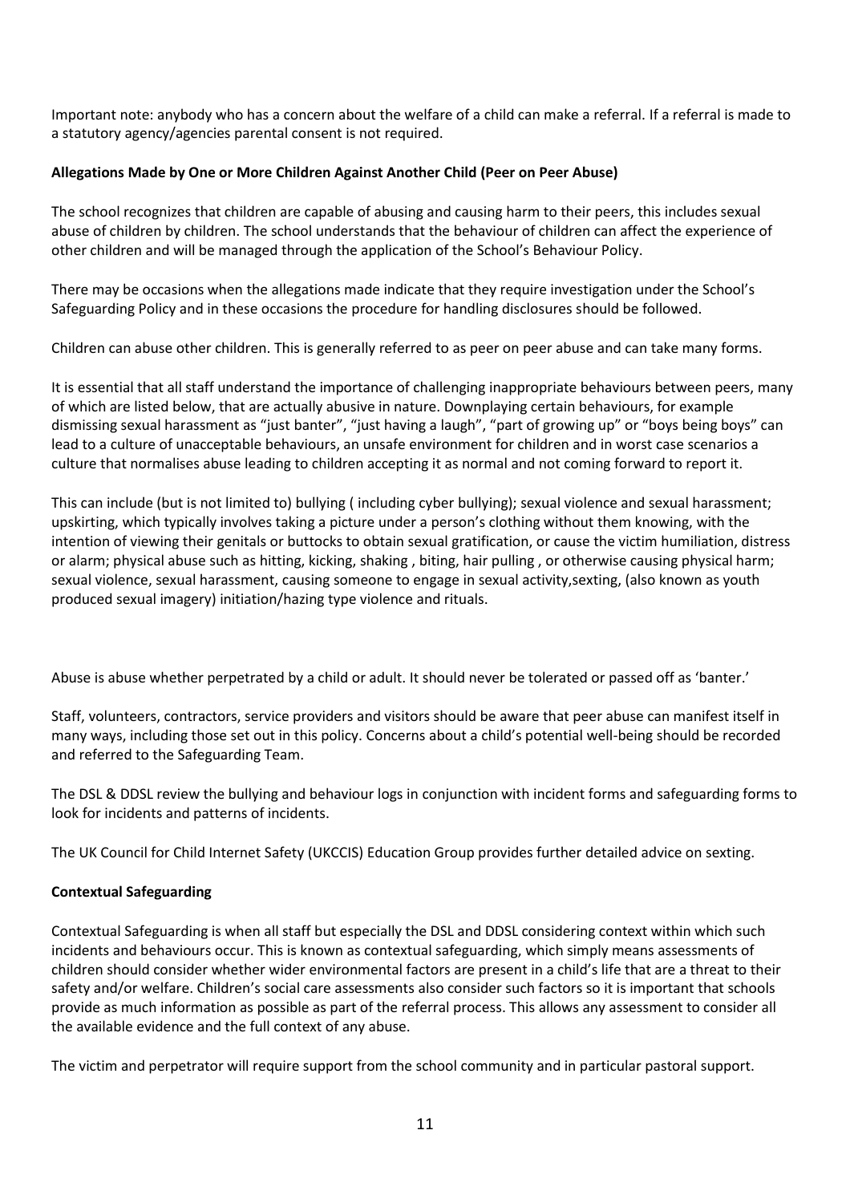Important note: anybody who has a concern about the welfare of a child can make a referral. If a referral is made to a statutory agency/agencies parental consent is not required.

**Allegations Made by One or More Children Against Another Child (Peer on Peer Abuse)**

The school recognizes that children are capable of abusing and causing harm to their peers, this includes sexual abuse of children by children. The school understands that the behaviour of children can affect the experience of other children and will be managed through the application of the School's Behaviour Policy.

There may be occasions when the allegations made indicate that they require investigation under the School's Safeguarding Policy and in these occasions the procedure for handling disclosures should be followed.

Children can abuse other children. This is generally referred to as peer on peer abuse and can take many forms.

It is essential that all staff understand the importance of challenging inappropriate behaviours between peers, many of which are listed below, that are actually abusive in nature. Downplaying certain behaviours, for example dismissing sexual harassment as "just banter", "just having a laugh", "part of growing up" or "boys being boys" can lead to a culture of unacceptable behaviours, an unsafe environment for children and in worst case scenarios a culture that normalises abuse leading to children accepting it as normal and not coming forward to report it.

This can include (but is not limited to) bullying ( including cyber bullying); sexual violence and sexual harassment; upskirting, which typically involves taking a picture under a person's clothing without them knowing, with the intention of viewing their genitals or buttocks to obtain sexual gratification, or cause the victim humiliation, distress or alarm; physical abuse such as hitting, kicking, shaking , biting, hair pulling , or otherwise causing physical harm; sexual violence, sexual harassment, causing someone to engage in sexual activity,sexting, (also known as youth produced sexual imagery) initiation/hazing type violence and rituals.

Abuse is abuse whether perpetrated by a child or adult. It should never be tolerated or passed off as 'banter.'

Staff, volunteers, contractors, service providers and visitors should be aware that peer abuse can manifest itself in many ways, including those set out in this policy. Concerns about a child's potential well-being should be recorded and referred to the Safeguarding Team.

The DSL & DDSL review the bullying and behaviour logs in conjunction with incident forms and safeguarding forms to look for incidents and patterns of incidents.

The UK Council for Child Internet Safety (UKCCIS) Education Group provides further detailed advice on sexting.

**Contextual Safeguarding**

Contextual Safeguarding is when all staff but especially the DSL and DDSL considering context within which such incidents and behaviours occur. This is known as contextual safeguarding, which simply means assessments of children should consider whether wider environmental factors are present in a child's life that are a threat to their safety and/or welfare. Children's social care assessments also consider such factors so it is important that schools provide as much information as possible as part of the referral process. This allows any assessment to consider all the available evidence and the full context of any abuse.

The victim and perpetrator will require support from the school community and in particular pastoral support.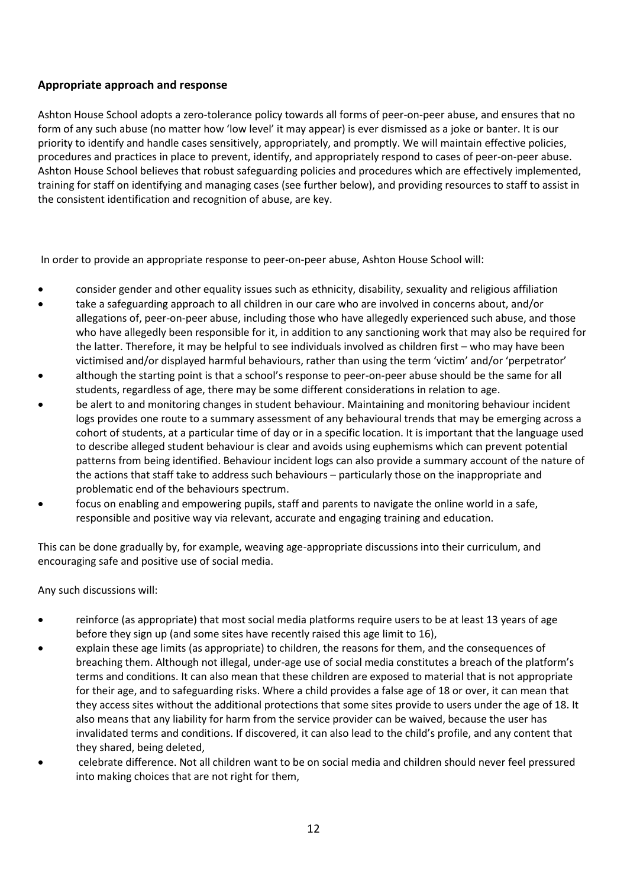**Appropriate approach and response**

Ashton House School adopts a zero-tolerance policy towards all forms of peer-on-peer abuse, and ensures that no form of any such abuse (no matter how 'low level' it may appear) is ever dismissed as a joke or banter. It is our priority to identify and handle cases sensitively, appropriately, and promptly. We will maintain effective policies, procedures and practices in place to prevent, identify, and appropriately respond to cases of peer-on-peer abuse. Ashton House School believes that robust safeguarding policies and procedures which are effectively implemented, training for staff on identifying and managing cases (see further below), and providing resources to staff to assist in the consistent identification and recognition of abuse, are key.

In order to provide an appropriate response to peer-on-peer abuse, Ashton House School will:

- consider gender and other equality issues such as ethnicity, disability, sexuality and religious affiliation
- take a safeguarding approach to all children in our care who are involved in concerns about, and/or allegations of, peer-on-peer abuse, including those who have allegedly experienced such abuse, and those who have allegedly been responsible for it, in addition to any sanctioning work that may also be required for the latter. Therefore, it may be helpful to see individuals involved as children first – who may have been victimised and/or displayed harmful behaviours, rather than using the term 'victim' and/or 'perpetrator'
- although the starting point is that a school's response to peer-on-peer abuse should be the same for all students, regardless of age, there may be some different considerations in relation to age.
- be alert to and monitoring changes in student behaviour. Maintaining and monitoring behaviour incident logs provides one route to a summary assessment of any behavioural trends that may be emerging across a cohort of students, at a particular time of day or in a specific location. It is important that the language used to describe alleged student behaviour is clear and avoids using euphemisms which can prevent potential patterns from being identified. Behaviour incident logs can also provide a summary account of the nature of the actions that staff take to address such behaviours – particularly those on the inappropriate and problematic end of the behaviours spectrum.
- focus on enabling and empowering pupils, staff and parents to navigate the online world in a safe, responsible and positive way via relevant, accurate and engaging training and education.

This can be done gradually by, for example, weaving age-appropriate discussions into their curriculum, and encouraging safe and positive use of social media.

Any such discussions will:

- reinforce (as appropriate) that most social media platforms require users to be at least 13 years of age before they sign up (and some sites have recently raised this age limit to 16),
- explain these age limits (as appropriate) to children, the reasons for them, and the consequences of breaching them. Although not illegal, under-age use of social media constitutes a breach of the platform's terms and conditions. It can also mean that these children are exposed to material that is not appropriate for their age, and to safeguarding risks. Where a child provides a false age of 18 or over, it can mean that they access sites without the additional protections that some sites provide to users under the age of 18. It also means that any liability for harm from the service provider can be waived, because the user has invalidated terms and conditions. If discovered, it can also lead to the child's profile, and any content that they shared, being deleted,
- celebrate difference. Not all children want to be on social media and children should never feel pressured into making choices that are not right for them,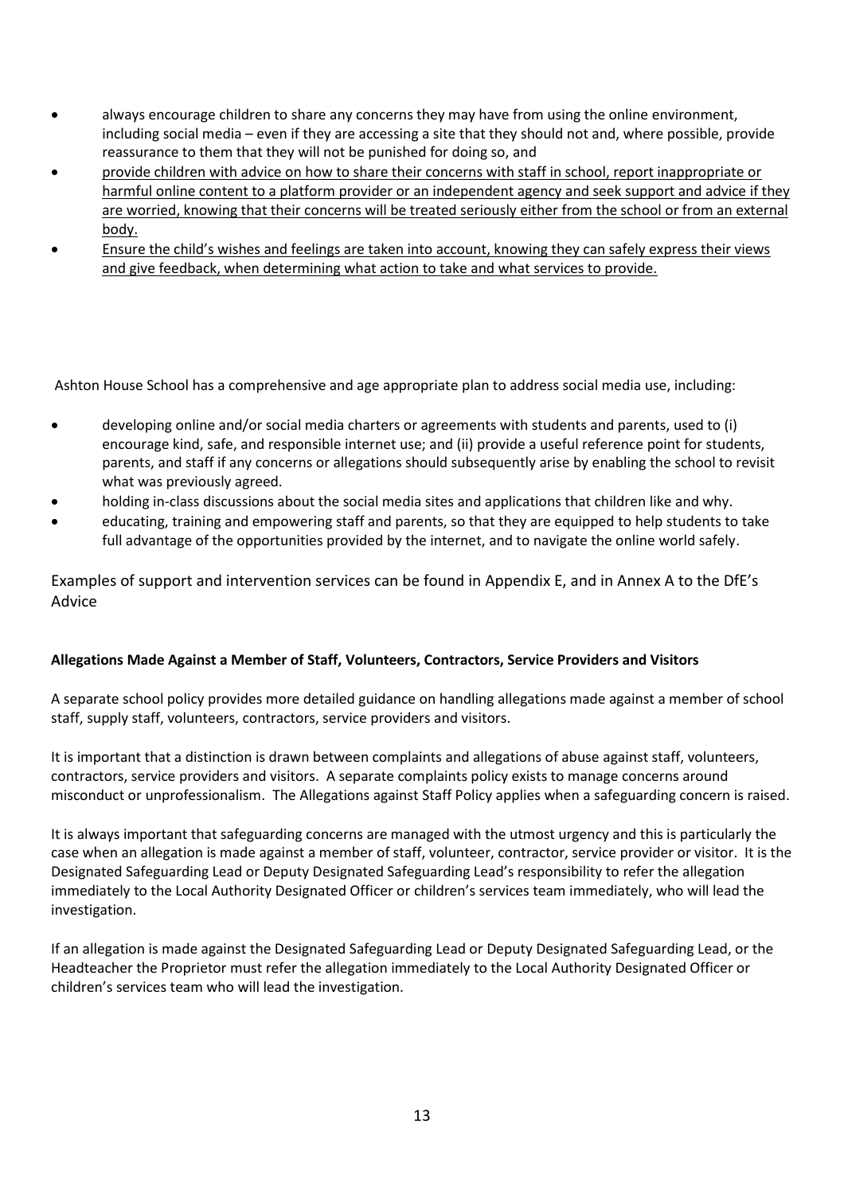- always encourage children to share any concerns they may have from using the online environment, including social media – even if they are accessing a site that they should not and, where possible, provide reassurance to them that they will not be punished for doing so, and
- provide children with advice on how to share their concerns with staff in school, report inappropriate or harmful online content to a platform provider or an independent agency and seek support and advice if they are worried, knowing that their concerns will be treated seriously either from the school or from an external body.
- Ensure the child's wishes and feelings are taken into account, knowing they can safely express their views and give feedback, when determining what action to take and what services to provide.

Ashton House School has a comprehensive and age appropriate plan to address social media use, including:

- developing online and/or social media charters or agreements with students and parents, used to (i) encourage kind, safe, and responsible internet use; and (ii) provide a useful reference point for students, parents, and staff if any concerns or allegations should subsequently arise by enabling the school to revisit what was previously agreed.
- holding in-class discussions about the social media sites and applications that children like and why.
- educating, training and empowering staff and parents, so that they are equipped to help students to take full advantage of the opportunities provided by the internet, and to navigate the online world safely.

Examples of support and intervention services can be found in Appendix E, and in Annex A to the DfE's Advice

**Allegations Made Against a Member of Staff, Volunteers, Contractors, Service Providers and Visitors**

A separate school policy provides more detailed guidance on handling allegations made against a member of school staff, supply staff, volunteers, contractors, service providers and visitors.

It is important that a distinction is drawn between complaints and allegations of abuse against staff, volunteers, contractors, service providers and visitors. A separate complaints policy exists to manage concerns around misconduct or unprofessionalism. The Allegations against Staff Policy applies when a safeguarding concern is raised.

It is always important that safeguarding concerns are managed with the utmost urgency and this is particularly the case when an allegation is made against a member of staff, volunteer, contractor, service provider or visitor. It is the Designated Safeguarding Lead or Deputy Designated Safeguarding Lead's responsibility to refer the allegation immediately to the Local Authority Designated Officer or children's services team immediately, who will lead the investigation.

If an allegation is made against the Designated Safeguarding Lead or Deputy Designated Safeguarding Lead, or the Headteacher the Proprietor must refer the allegation immediately to the Local Authority Designated Officer or children's services team who will lead the investigation.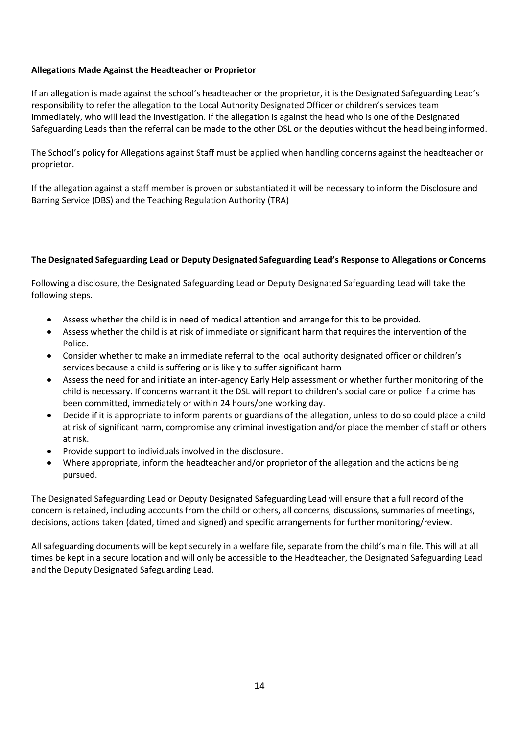**Allegations Made Against the Headteacher or Proprietor**

If an allegation is made against the school's headteacher or the proprietor, it is the Designated Safeguarding Lead's responsibility to refer the allegation to the Local Authority Designated Officer or children's services team immediately, who will lead the investigation. If the allegation is against the head who is one of the Designated Safeguarding Leads then the referral can be made to the other DSL or the deputies without the head being informed.

The School's policy for Allegations against Staff must be applied when handling concerns against the headteacher or proprietor.

If the allegation against a staff member is proven or substantiated it will be necessary to inform the Disclosure and Barring Service (DBS) and the Teaching Regulation Authority (TRA)

**The Designated Safeguarding Lead or Deputy Designated Safeguarding Lead's Response to Allegations or Concerns**

Following a disclosure, the Designated Safeguarding Lead or Deputy Designated Safeguarding Lead will take the following steps.

- Assess whether the child is in need of medical attention and arrange for this to be provided.
- Assess whether the child is at risk of immediate or significant harm that requires the intervention of the Police.
- Consider whether to make an immediate referral to the local authority designated officer or children's services because a child is suffering or is likely to suffer significant harm
- Assess the need for and initiate an inter-agency Early Help assessment or whether further monitoring of the child is necessary. If concerns warrant it the DSL will report to children's social care or police if a crime has been committed, immediately or within 24 hours/one working day.
- Decide if it is appropriate to inform parents or guardians of the allegation, unless to do so could place a child at risk of significant harm, compromise any criminal investigation and/or place the member of staff or others at risk.
- Provide support to individuals involved in the disclosure.
- Where appropriate, inform the headteacher and/or proprietor of the allegation and the actions being pursued.

The Designated Safeguarding Lead or Deputy Designated Safeguarding Lead will ensure that a full record of the concern is retained, including accounts from the child or others, all concerns, discussions, summaries of meetings, decisions, actions taken (dated, timed and signed) and specific arrangements for further monitoring/review.

All safeguarding documents will be kept securely in a welfare file, separate from the child's main file. This will at all times be kept in a secure location and will only be accessible to the Headteacher, the Designated Safeguarding Lead and the Deputy Designated Safeguarding Lead.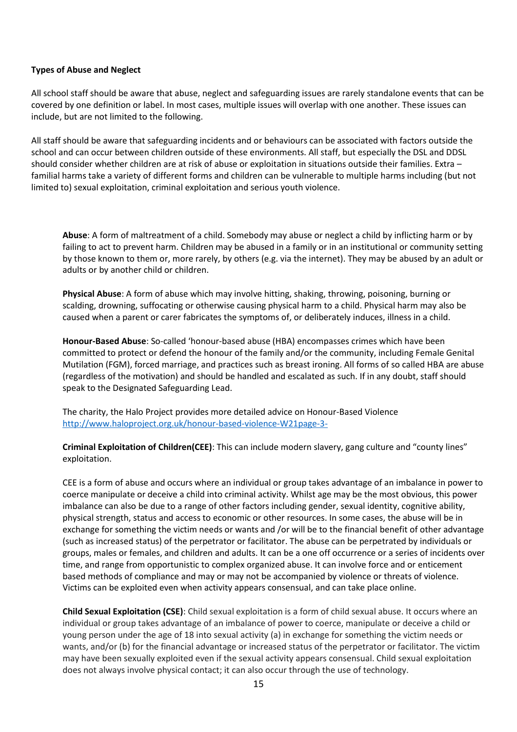**Types of Abuse and Neglect**

All school staff should be aware that abuse, neglect and safeguarding issues are rarely standalone events that can be covered by one definition or label. In most cases, multiple issues will overlap with one another. These issues can include, but are not limited to the following.

All staff should be aware that safeguarding incidents and or behaviours can be associated with factors outside the school and can occur between children outside of these environments. All staff, but especially the DSL and DDSL should consider whether children are at risk of abuse or exploitation in situations outside their families. Extra – familial harms take a variety of different forms and children can be vulnerable to multiple harms including (but not limited to) sexual exploitation, criminal exploitation and serious youth violence.

**Abuse**: A form of maltreatment of a child. Somebody may abuse or neglect a child by inflicting harm or by failing to act to prevent harm. Children may be abused in a family or in an institutional or community setting by those known to them or, more rarely, by others (e.g. via the internet). They may be abused by an adult or adults or by another child or children.

**Physical Abuse**: A form of abuse which may involve hitting, shaking, throwing, poisoning, burning or scalding, drowning, suffocating or otherwise causing physical harm to a child. Physical harm may also be caused when a parent or carer fabricates the symptoms of, or deliberately induces, illness in a child.

**Honour-Based Abuse**: So-called 'honour-based abuse (HBA) encompasses crimes which have been committed to protect or defend the honour of the family and/or the community, including Female Genital Mutilation (FGM), forced marriage, and practices such as breast ironing. All forms of so called HBA are abuse (regardless of the motivation) and should be handled and escalated as such. If in any doubt, staff should speak to the Designated Safeguarding Lead.

The charity, the Halo Project provides more detailed advice on Honour-Based Violence http://www.haloproject.org.uk/honour-based-violence-W21page-3-

**Criminal Exploitation of Children(CEE)**: This can include modern slavery, gang culture and "county lines" exploitation.

CEE is a form of abuse and occurs where an individual or group takes advantage of an imbalance in power to coerce manipulate or deceive a child into criminal activity. Whilst age may be the most obvious, this power imbalance can also be due to a range of other factors including gender, sexual identity, cognitive ability, physical strength, status and access to economic or other resources. In some cases, the abuse will be in exchange for something the victim needs or wants and /or will be to the financial benefit of other advantage (such as increased status) of the perpetrator or facilitator. The abuse can be perpetrated by individuals or groups, males or females, and children and adults. It can be a one off occurrence or a series of incidents over time, and range from opportunistic to complex organized abuse. It can involve force and or enticement based methods of compliance and may or may not be accompanied by violence or threats of violence. Victims can be exploited even when activity appears consensual, and can take place online.

**Child Sexual Exploitation (CSE)**: Child sexual exploitation is a form of child sexual abuse. It occurs where an individual or group takes advantage of an imbalance of power to coerce, manipulate or deceive a child or young person under the age of 18 into sexual activity (a) in exchange for something the victim needs or wants, and/or (b) for the financial advantage or increased status of the perpetrator or facilitator. The victim may have been sexually exploited even if the sexual activity appears consensual. Child sexual exploitation does not always involve physical contact; it can also occur through the use of technology.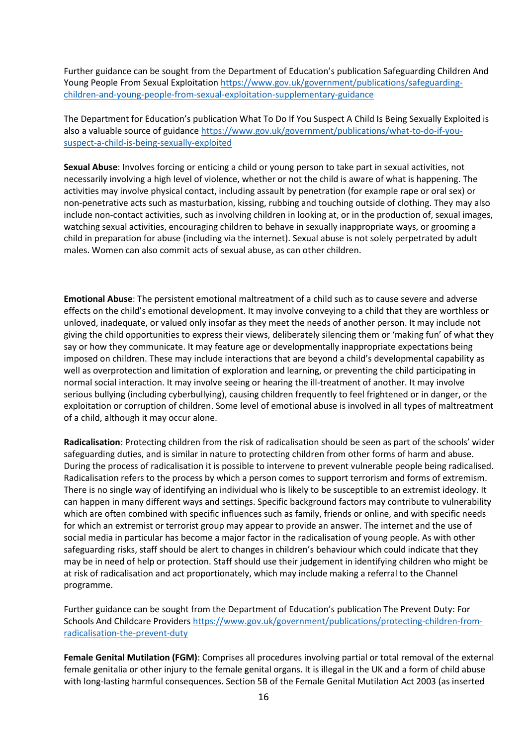Further guidance can be sought from the Department of Education's publication Safeguarding Children And Young People From Sexual Exploitation [https://www.gov.uk/government/publications/safeguarding-children-and-young-people-from-sexual-exploitation-supplementary-guidance](https://www.gov.uk/government/publications/safeguarding-children-and-young-people-from-sexual-exploitation-supplementary-guidance)

The Department for Education's publication What To Do If You Suspect A Child Is Being Sexually Exploited is also a valuable source of guidance [https://www.gov.uk/government/publications/what-to-do-if-you-suspect-a-child-is-being-sexually-exploited](https://www.gov.uk/government/publications/what-to-do-if-you-suspect-a-child-is-being-sexually-exploited)

**Sexual Abuse**: Involves forcing or enticing a child or young person to take part in sexual activities, not necessarily involving a high level of violence, whether or not the child is aware of what is happening. The activities may involve physical contact, including assault by penetration (for example rape or oral sex) or non-penetrative acts such as masturbation, kissing, rubbing and touching outside of clothing. They may also include non-contact activities, such as involving children in looking at, or in the production of, sexual images, watching sexual activities, encouraging children to behave in sexually inappropriate ways, or grooming a child in preparation for abuse (including via the internet). Sexual abuse is not solely perpetrated by adult males. Women can also commit acts of sexual abuse, as can other children.

**Emotional Abuse**: The persistent emotional maltreatment of a child such as to cause severe and adverse effects on the child's emotional development. It may involve conveying to a child that they are worthless or unloved, inadequate, or valued only insofar as they meet the needs of another person. It may include not giving the child opportunities to express their views, deliberately silencing them or 'making fun' of what they say or how they communicate. It may feature age or developmentally inappropriate expectations being imposed on children. These may include interactions that are beyond a child's developmental capability as well as overprotection and limitation of exploration and learning, or preventing the child participating in normal social interaction. It may involve seeing or hearing the ill-treatment of another. It may involve serious bullying (including cyberbullying), causing children frequently to feel frightened or in danger, or the exploitation or corruption of children. Some level of emotional abuse is involved in all types of maltreatment of a child, although it may occur alone.

**Radicalisation**: Protecting children from the risk of radicalisation should be seen as part of the schools' wider safeguarding duties, and is similar in nature to protecting children from other forms of harm and abuse. During the process of radicalisation it is possible to intervene to prevent vulnerable people being radicalised. Radicalisation refers to the process by which a person comes to support terrorism and forms of extremism. There is no single way of identifying an individual who is likely to be susceptible to an extremist ideology. It can happen in many different ways and settings. Specific background factors may contribute to vulnerability which are often combined with specific influences such as family, friends or online, and with specific needs for which an extremist or terrorist group may appear to provide an answer. The internet and the use of social media in particular has become a major factor in the radicalisation of young people. As with other safeguarding risks, staff should be alert to changes in children's behaviour which could indicate that they may be in need of help or protection. Staff should use their judgement in identifying children who might be at risk of radicalisation and act proportionately, which may include making a referral to the Channel programme.

Further guidance can be sought from the Department of Education's publication The Prevent Duty: For Schools And Childcare Providers [https://www.gov.uk/government/publications/protecting-children-from-radicalisation-the-prevent-duty](https://www.gov.uk/government/publications/protecting-children-from-radicalisation-the-prevent-duty)

**Female Genital Mutilation (FGM)**: Comprises all procedures involving partial or total removal of the external female genitalia or other injury to the female genital organs. It is illegal in the UK and a form of child abuse with long-lasting harmful consequences. Section 5B of the Female Genital Mutilation Act 2003 (as inserted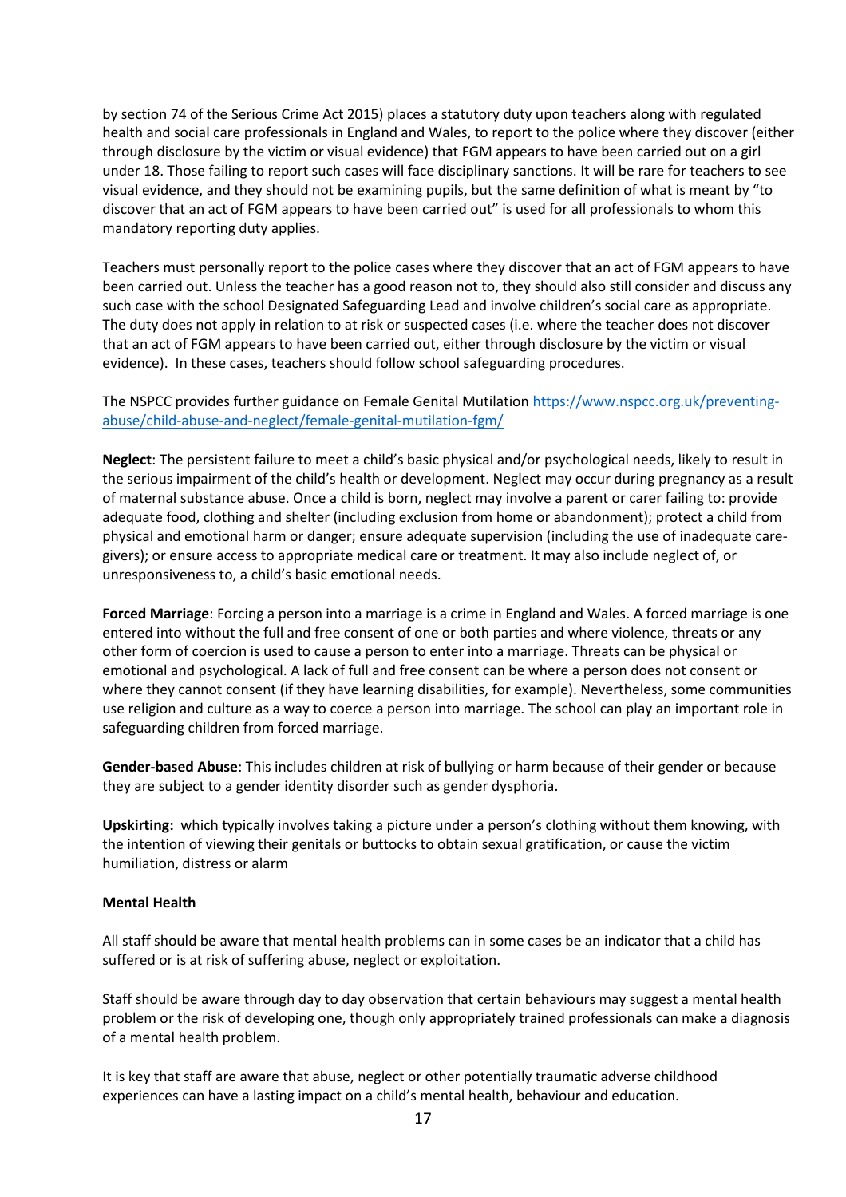by section 74 of the Serious Crime Act 2015) places a statutory duty upon teachers along with regulated health and social care professionals in England and Wales, to report to the police where they discover (either through disclosure by the victim or visual evidence) that FGM appears to have been carried out on a girl under 18. Those failing to report such cases will face disciplinary sanctions. It will be rare for teachers to see visual evidence, and they should not be examining pupils, but the same definition of what is meant by "to discover that an act of FGM appears to have been carried out" is used for all professionals to whom this mandatory reporting duty applies.

Teachers must personally report to the police cases where they discover that an act of FGM appears to have been carried out. Unless the teacher has a good reason not to, they should also still consider and discuss any such case with the school Designated Safeguarding Lead and involve children's social care as appropriate. The duty does not apply in relation to at risk or suspected cases (i.e. where the teacher does not discover that an act of FGM appears to have been carried out, either through disclosure by the victim or visual evidence). In these cases, teachers should follow school safeguarding procedures.

The NSPCC provides further guidance on Female Genital Mutilation [https://www.nspcc.org.uk/preventing-abuse/child-abuse-and-neglect/female-genital-mutilation-fgm/](https://www.nspcc.org.uk/preventing-abuse/child-abuse-and-neglect/female-genital-mutilation-fgm/)

**Neglect**: The persistent failure to meet a child's basic physical and/or psychological needs, likely to result in the serious impairment of the child's health or development. Neglect may occur during pregnancy as a result of maternal substance abuse. Once a child is born, neglect may involve a parent or carer failing to: provide adequate food, clothing and shelter (including exclusion from home or abandonment); protect a child from physical and emotional harm or danger; ensure adequate supervision (including the use of inadequate care-givers); or ensure access to appropriate medical care or treatment. It may also include neglect of, or unresponsiveness to, a child's basic emotional needs.

**Forced Marriage**: Forcing a person into a marriage is a crime in England and Wales. A forced marriage is one entered into without the full and free consent of one or both parties and where violence, threats or any other form of coercion is used to cause a person to enter into a marriage. Threats can be physical or emotional and psychological. A lack of full and free consent can be where a person does not consent or where they cannot consent (if they have learning disabilities, for example). Nevertheless, some communities use religion and culture as a way to coerce a person into marriage. The school can play an important role in safeguarding children from forced marriage.

**Gender-based Abuse**: This includes children at risk of bullying or harm because of their gender or because they are subject to a gender identity disorder such as gender dysphoria.

**Upskirting:** which typically involves taking a picture under a person's clothing without them knowing, with the intention of viewing their genitals or buttocks to obtain sexual gratification, or cause the victim humiliation, distress or alarm

**Mental Health**

All staff should be aware that mental health problems can in some cases be an indicator that a child has suffered or is at risk of suffering abuse, neglect or exploitation.

Staff should be aware through day to day observation that certain behaviours may suggest a mental health problem or the risk of developing one, though only appropriately trained professionals can make a diagnosis of a mental health problem.

It is key that staff are aware that abuse, neglect or other potentially traumatic adverse childhood experiences can have a lasting impact on a child's mental health, behaviour and education.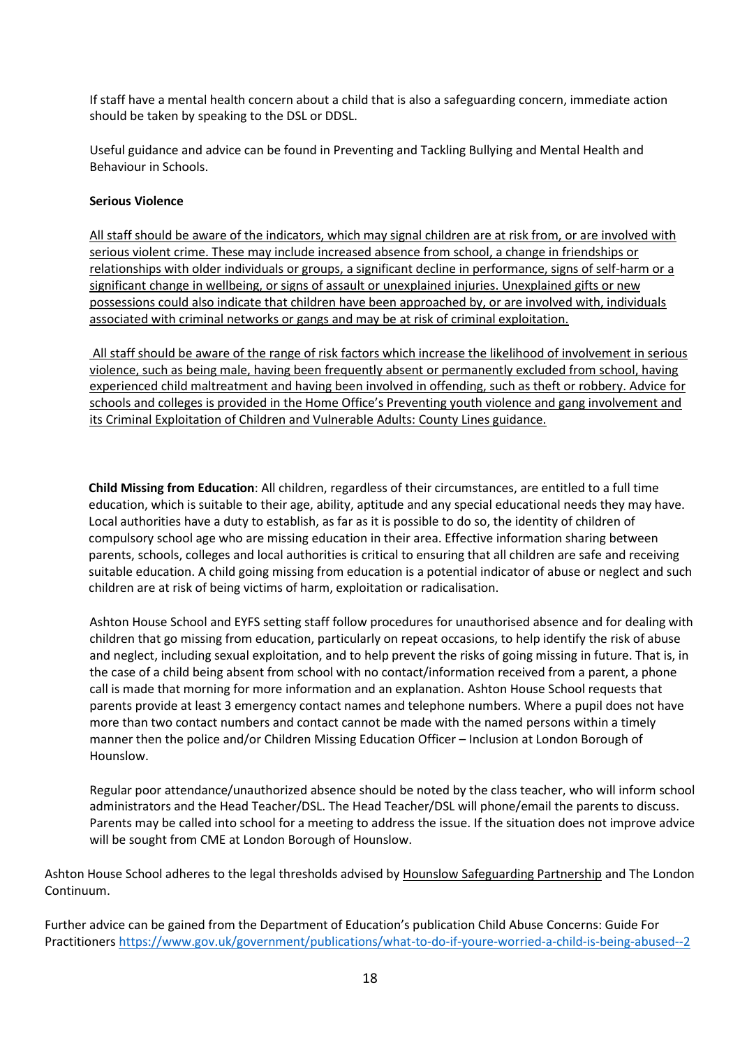If staff have a mental health concern about a child that is also a safeguarding concern, immediate action should be taken by speaking to the DSL or DDSL.

Useful guidance and advice can be found in Preventing and Tackling Bullying and Mental Health and Behaviour in Schools.

**Serious Violence**

All staff should be aware of the indicators, which may signal children are at risk from, or are involved with serious violent crime. These may include increased absence from school, a change in friendships or relationships with older individuals or groups, a significant decline in performance, signs of self-harm or a significant change in wellbeing, or signs of assault or unexplained injuries. Unexplained gifts or new possessions could also indicate that children have been approached by, or are involved with, individuals associated with criminal networks or gangs and may be at risk of criminal exploitation.

All staff should be aware of the range of risk factors which increase the likelihood of involvement in serious violence, such as being male, having been frequently absent or permanently excluded from school, having experienced child maltreatment and having been involved in offending, such as theft or robbery. Advice for schools and colleges is provided in the Home Office's Preventing youth violence and gang involvement and its Criminal Exploitation of Children and Vulnerable Adults: County Lines guidance.

**Child Missing from Education**: All children, regardless of their circumstances, are entitled to a full time education, which is suitable to their age, ability, aptitude and any special educational needs they may have. Local authorities have a duty to establish, as far as it is possible to do so, the identity of children of compulsory school age who are missing education in their area. Effective information sharing between parents, schools, colleges and local authorities is critical to ensuring that all children are safe and receiving suitable education. A child going missing from education is a potential indicator of abuse or neglect and such children are at risk of being victims of harm, exploitation or radicalisation.

Ashton House School and EYFS setting staff follow procedures for unauthorised absence and for dealing with children that go missing from education, particularly on repeat occasions, to help identify the risk of abuse and neglect, including sexual exploitation, and to help prevent the risks of going missing in future. That is, in the case of a child being absent from school with no contact/information received from a parent, a phone call is made that morning for more information and an explanation. Ashton House School requests that parents provide at least 3 emergency contact names and telephone numbers. Where a pupil does not have more than two contact numbers and contact cannot be made with the named persons within a timely manner then the police and/or Children Missing Education Officer – Inclusion at London Borough of Hounslow.

Regular poor attendance/unauthorized absence should be noted by the class teacher, who will inform school administrators and the Head Teacher/DSL. The Head Teacher/DSL will phone/email the parents to discuss. Parents may be called into school for a meeting to address the issue. If the situation does not improve advice will be sought from CME at London Borough of Hounslow.

Ashton House School adheres to the legal thresholds advised by Hounslow Safeguarding Partnership and The London Continuum.

Further advice can be gained from the Department of Education's publication Child Abuse Concerns: Guide For Practitioners https://www.gov.uk/government/publications/what-to-do-if-youre-worried-a-child-is-being-abused--2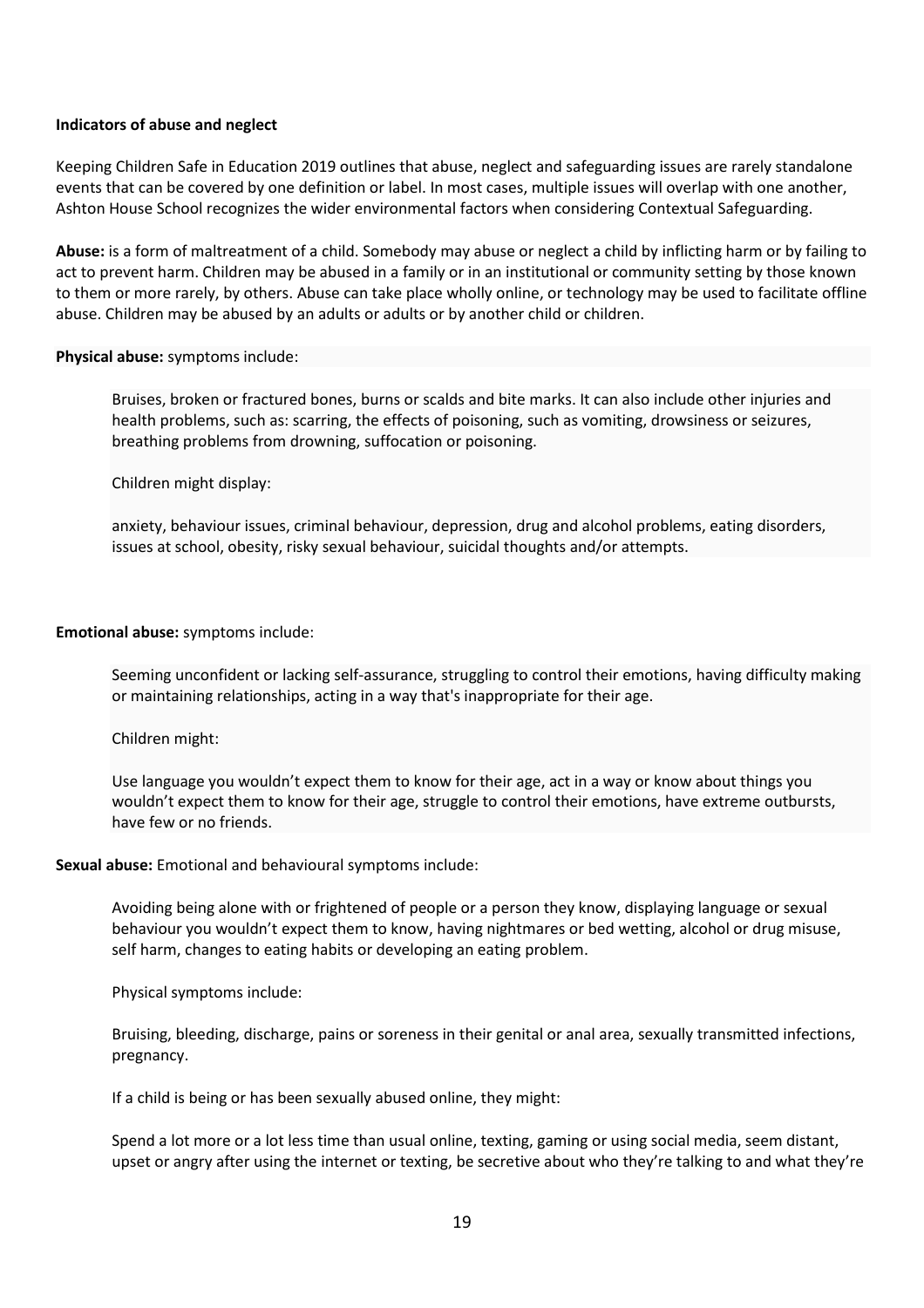**Indicators of abuse and neglect**

Keeping Children Safe in Education 2019 outlines that abuse, neglect and safeguarding issues are rarely standalone events that can be covered by one definition or label. In most cases, multiple issues will overlap with one another, Ashton House School recognizes the wider environmental factors when considering Contextual Safeguarding.

**Abuse:** is a form of maltreatment of a child. Somebody may abuse or neglect a child by inflicting harm or by failing to act to prevent harm. Children may be abused in a family or in an institutional or community setting by those known to them or more rarely, by others. Abuse can take place wholly online, or technology may be used to facilitate offline abuse. Children may be abused by an adults or adults or by another child or children.

**Physical abuse:** symptoms include:

> Bruises, broken or fractured bones, burns or scalds and bite marks. It can also include other injuries and health problems, such as: scarring, the effects of poisoning, such as vomiting, drowsiness or seizures, breathing problems from drowning, suffocation or poisoning.
>
> Children might display:
>
> anxiety, behaviour issues, criminal behaviour, depression, drug and alcohol problems, eating disorders, issues at school, obesity, risky sexual behaviour, suicidal thoughts and/or attempts.

**Emotional abuse:** symptoms include:

> Seeming unconfident or lacking self-assurance, struggling to control their emotions, having difficulty making or maintaining relationships, acting in a way that's inappropriate for their age.
>
> Children might:
>
> Use language you wouldn't expect them to know for their age, act in a way or know about things you wouldn't expect them to know for their age, struggle to control their emotions, have extreme outbursts, have few or no friends.

**Sexual abuse:** Emotional and behavioural symptoms include:

> Avoiding being alone with or frightened of people or a person they know, displaying language or sexual behaviour you wouldn't expect them to know, having nightmares or bed wetting, alcohol or drug misuse, self harm, changes to eating habits or developing an eating problem.
>
> Physical symptoms include:
>
> Bruising, bleeding, discharge, pains or soreness in their genital or anal area, sexually transmitted infections, pregnancy.
>
> If a child is being or has been sexually abused online, they might:
>
> Spend a lot more or a lot less time than usual online, texting, gaming or using social media, seem distant, upset or angry after using the internet or texting, be secretive about who they're talking to and what they're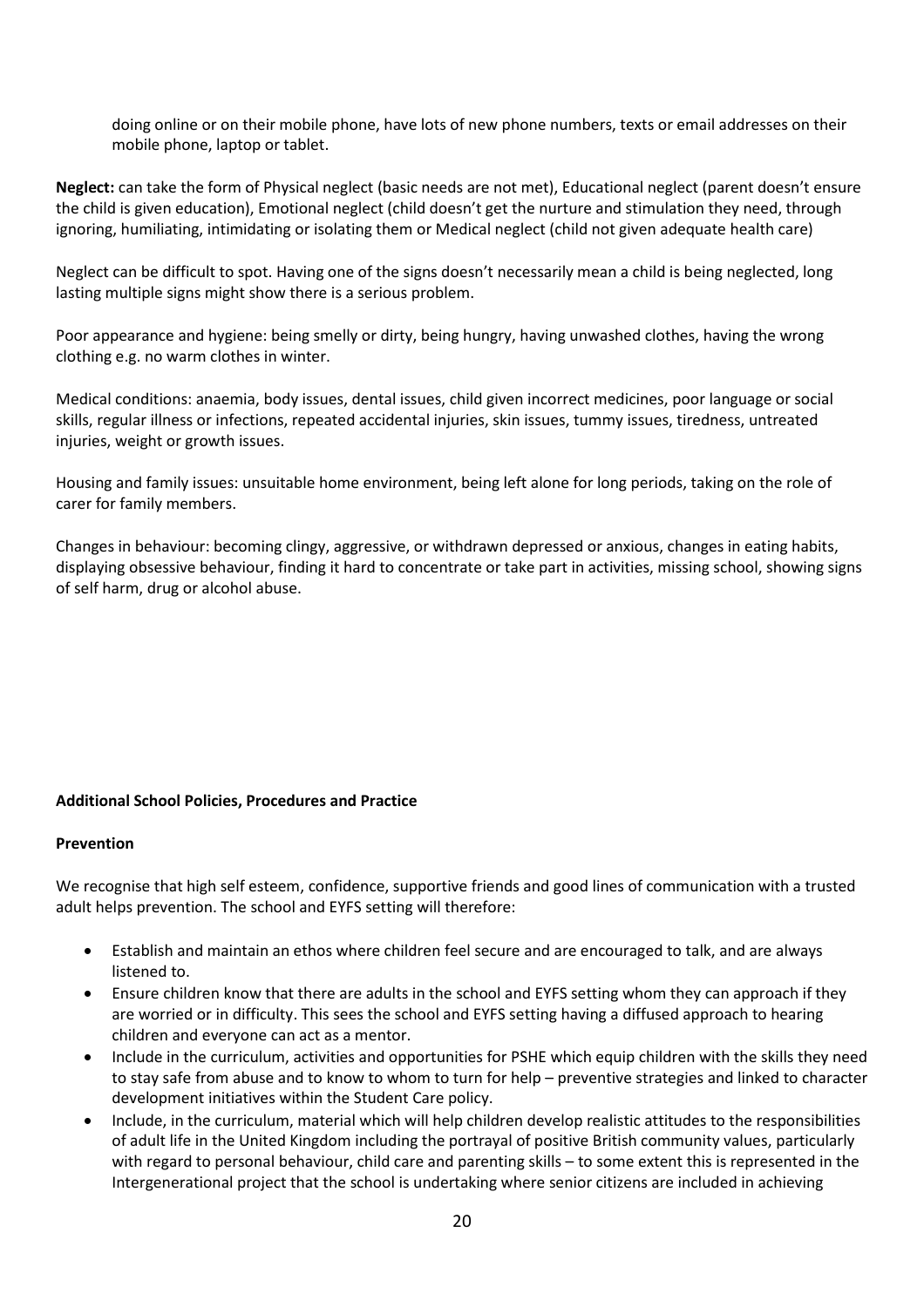doing online or on their mobile phone, have lots of new phone numbers, texts or email addresses on their mobile phone, laptop or tablet.

**Neglect:** can take the form of Physical neglect (basic needs are not met), Educational neglect (parent doesn't ensure the child is given education), Emotional neglect (child doesn't get the nurture and stimulation they need, through ignoring, humiliating, intimidating or isolating them or Medical neglect (child not given adequate health care)

Neglect can be difficult to spot. Having one of the signs doesn't necessarily mean a child is being neglected, long lasting multiple signs might show there is a serious problem.

Poor appearance and hygiene: being smelly or dirty, being hungry, having unwashed clothes, having the wrong clothing e.g. no warm clothes in winter.

Medical conditions: anaemia, body issues, dental issues, child given incorrect medicines, poor language or social skills, regular illness or infections, repeated accidental injuries, skin issues, tummy issues, tiredness, untreated injuries, weight or growth issues.

Housing and family issues: unsuitable home environment, being left alone for long periods, taking on the role of carer for family members.

Changes in behaviour: becoming clingy, aggressive, or withdrawn depressed or anxious, changes in eating habits, displaying obsessive behaviour, finding it hard to concentrate or take part in activities, missing school, showing signs of self harm, drug or alcohol abuse.

**Additional School Policies, Procedures and Practice**

**Prevention**

We recognise that high self esteem, confidence, supportive friends and good lines of communication with a trusted adult helps prevention. The school and EYFS setting will therefore:

- Establish and maintain an ethos where children feel secure and are encouraged to talk, and are always listened to.
- Ensure children know that there are adults in the school and EYFS setting whom they can approach if they are worried or in difficulty. This sees the school and EYFS setting having a diffused approach to hearing children and everyone can act as a mentor.
- Include in the curriculum, activities and opportunities for PSHE which equip children with the skills they need to stay safe from abuse and to know to whom to turn for help – preventive strategies and linked to character development initiatives within the Student Care policy.
- Include, in the curriculum, material which will help children develop realistic attitudes to the responsibilities of adult life in the United Kingdom including the portrayal of positive British community values, particularly with regard to personal behaviour, child care and parenting skills – to some extent this is represented in the Intergenerational project that the school is undertaking where senior citizens are included in achieving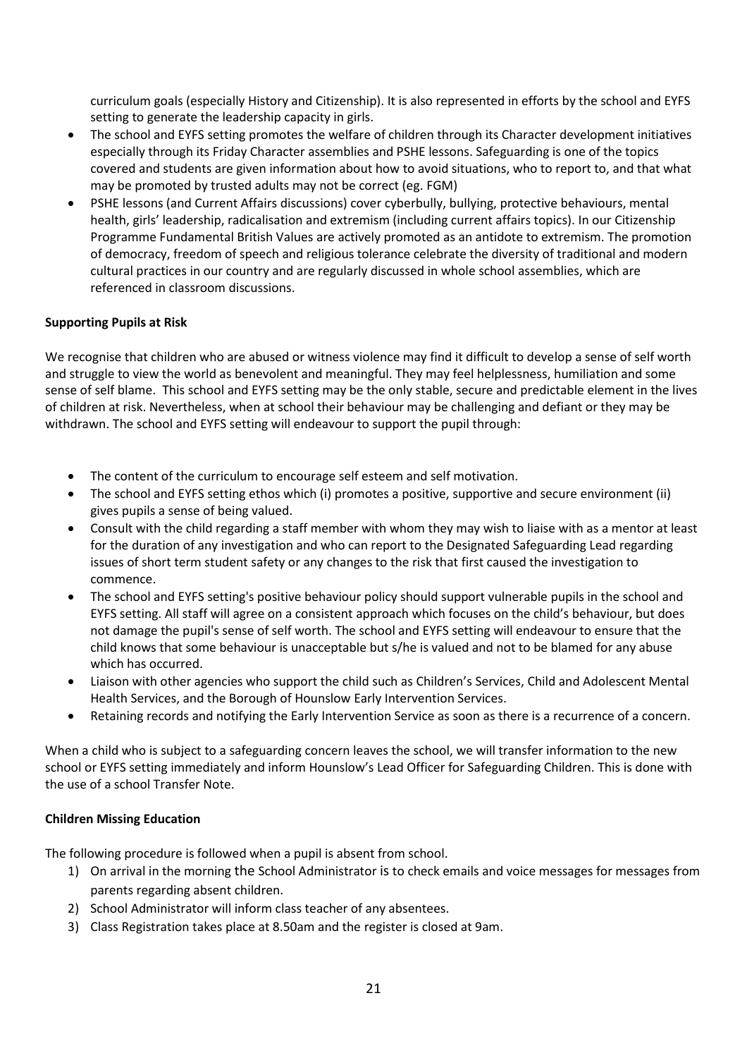curriculum goals (especially History and Citizenship). It is also represented in efforts by the school and EYFS setting to generate the leadership capacity in girls.

- The school and EYFS setting promotes the welfare of children through its Character development initiatives especially through its Friday Character assemblies and PSHE lessons. Safeguarding is one of the topics covered and students are given information about how to avoid situations, who to report to, and that what may be promoted by trusted adults may not be correct (eg. FGM)
- PSHE lessons (and Current Affairs discussions) cover cyberbully, bullying, protective behaviours, mental health, girls' leadership, radicalisation and extremism (including current affairs topics). In our Citizenship Programme Fundamental British Values are actively promoted as an antidote to extremism. The promotion of democracy, freedom of speech and religious tolerance celebrate the diversity of traditional and modern cultural practices in our country and are regularly discussed in whole school assemblies, which are referenced in classroom discussions.

**Supporting Pupils at Risk**

We recognise that children who are abused or witness violence may find it difficult to develop a sense of self worth and struggle to view the world as benevolent and meaningful. They may feel helplessness, humiliation and some sense of self blame. This school and EYFS setting may be the only stable, secure and predictable element in the lives of children at risk. Nevertheless, when at school their behaviour may be challenging and defiant or they may be withdrawn. The school and EYFS setting will endeavour to support the pupil through:

- The content of the curriculum to encourage self esteem and self motivation.
- The school and EYFS setting ethos which (i) promotes a positive, supportive and secure environment (ii) gives pupils a sense of being valued.
- Consult with the child regarding a staff member with whom they may wish to liaise with as a mentor at least for the duration of any investigation and who can report to the Designated Safeguarding Lead regarding issues of short term student safety or any changes to the risk that first caused the investigation to commence.
- The school and EYFS setting's positive behaviour policy should support vulnerable pupils in the school and EYFS setting. All staff will agree on a consistent approach which focuses on the child's behaviour, but does not damage the pupil's sense of self worth. The school and EYFS setting will endeavour to ensure that the child knows that some behaviour is unacceptable but s/he is valued and not to be blamed for any abuse which has occurred.
- Liaison with other agencies who support the child such as Children's Services, Child and Adolescent Mental Health Services, and the Borough of Hounslow Early Intervention Services.
- Retaining records and notifying the Early Intervention Service as soon as there is a recurrence of a concern.

When a child who is subject to a safeguarding concern leaves the school, we will transfer information to the new school or EYFS setting immediately and inform Hounslow's Lead Officer for Safeguarding Children. This is done with the use of a school Transfer Note.

**Children Missing Education**

The following procedure is followed when a pupil is absent from school.

1) On arrival in the morning the School Administrator is to check emails and voice messages for messages from parents regarding absent children.
2) School Administrator will inform class teacher of any absentees.
3) Class Registration takes place at 8.50am and the register is closed at 9am.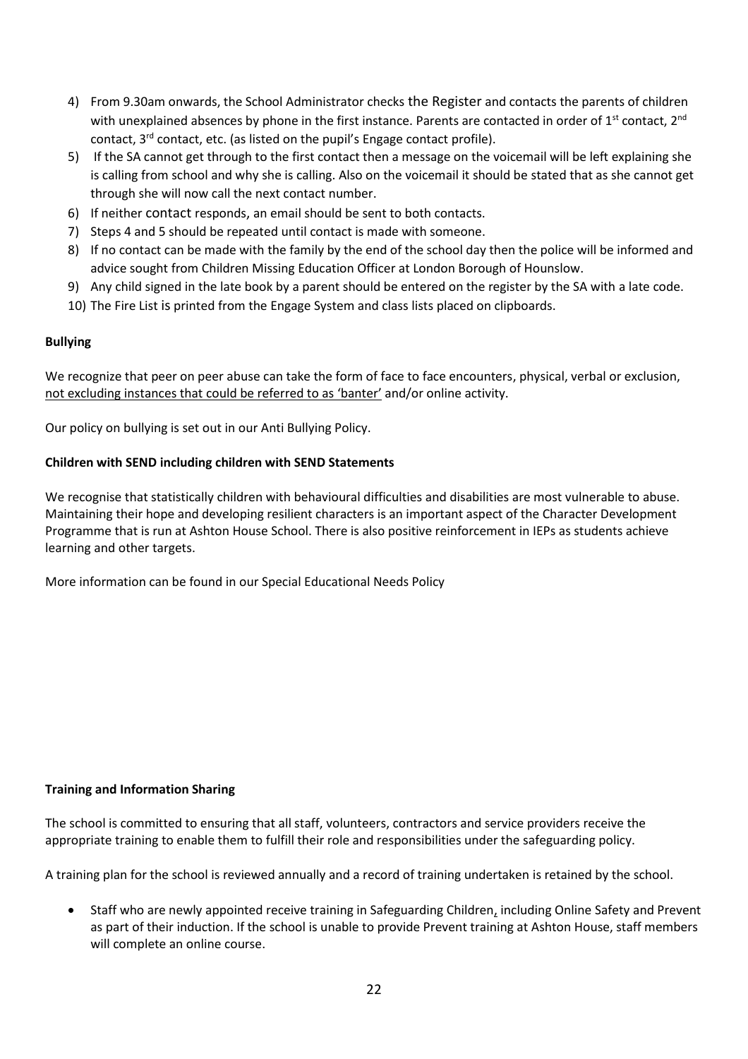4) From 9.30am onwards, the School Administrator checks the Register and contacts the parents of children with unexplained absences by phone in the first instance. Parents are contacted in order of 1st contact, 2nd contact, 3rd contact, etc. (as listed on the pupil's Engage contact profile).
5) If the SA cannot get through to the first contact then a message on the voicemail will be left explaining she is calling from school and why she is calling. Also on the voicemail it should be stated that as she cannot get through she will now call the next contact number.
6) If neither contact responds, an email should be sent to both contacts.
7) Steps 4 and 5 should be repeated until contact is made with someone.
8) If no contact can be made with the family by the end of the school day then the police will be informed and advice sought from Children Missing Education Officer at London Borough of Hounslow.
9) Any child signed in the late book by a parent should be entered on the register by the SA with a late code.
10) The Fire List is printed from the Engage System and class lists placed on clipboards.

**Bullying**

We recognize that peer on peer abuse can take the form of face to face encounters, physical, verbal or exclusion, not excluding instances that could be referred to as 'banter' and/or online activity.

Our policy on bullying is set out in our Anti Bullying Policy.

**Children with SEND including children with SEND Statements**

We recognise that statistically children with behavioural difficulties and disabilities are most vulnerable to abuse. Maintaining their hope and developing resilient characters is an important aspect of the Character Development Programme that is run at Ashton House School. There is also positive reinforcement in IEPs as students achieve learning and other targets.

More information can be found in our Special Educational Needs Policy

**Training and Information Sharing**

The school is committed to ensuring that all staff, volunteers, contractors and service providers receive the appropriate training to enable them to fulfill their role and responsibilities under the safeguarding policy.

A training plan for the school is reviewed annually and a record of training undertaken is retained by the school.

- Staff who are newly appointed receive training in Safeguarding Children, including Online Safety and Prevent as part of their induction. If the school is unable to provide Prevent training at Ashton House, staff members will complete an online course.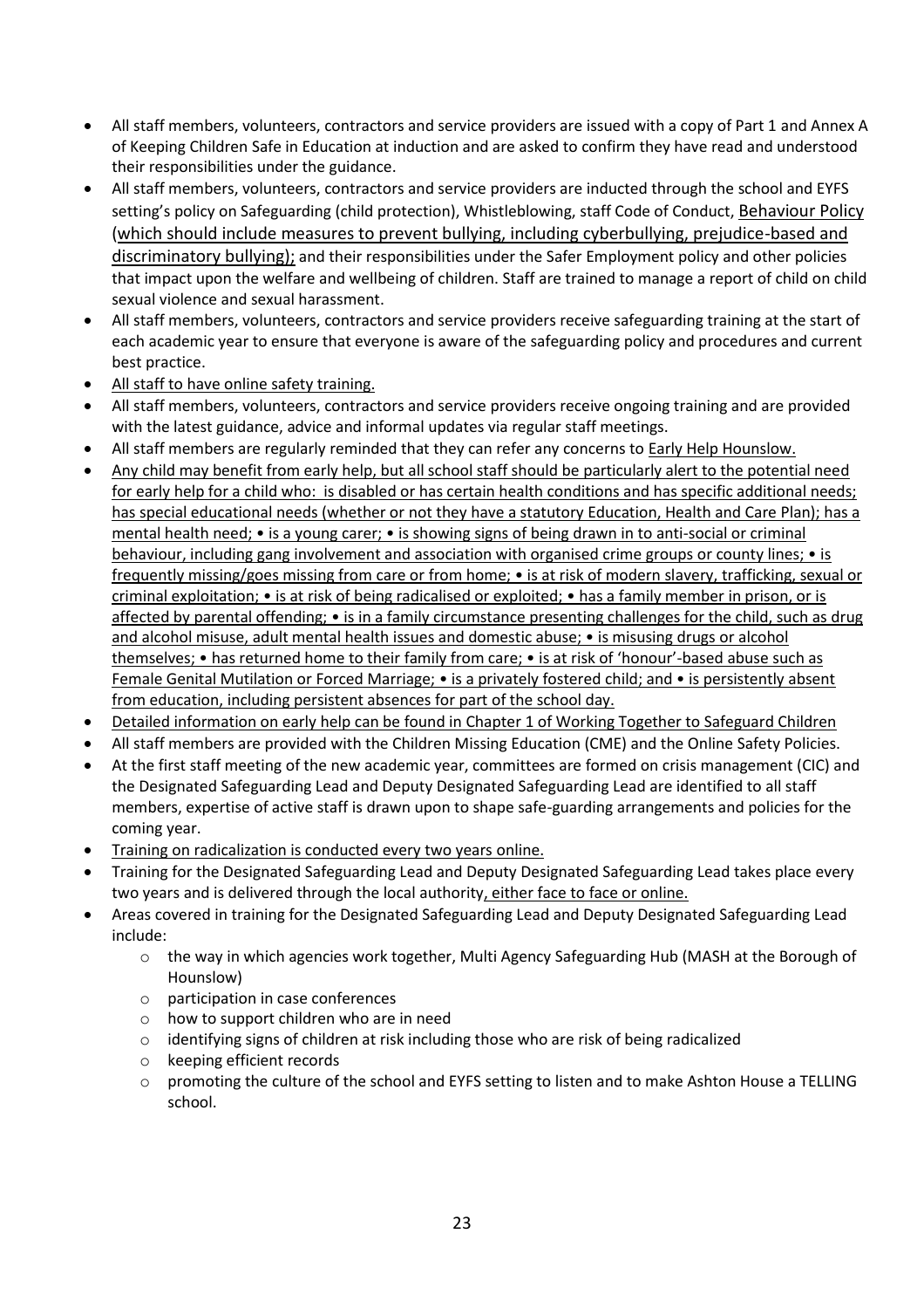- All staff members, volunteers, contractors and service providers are issued with a copy of Part 1 and Annex A of Keeping Children Safe in Education at induction and are asked to confirm they have read and understood their responsibilities under the guidance.
- All staff members, volunteers, contractors and service providers are inducted through the school and EYFS setting's policy on Safeguarding (child protection), Whistleblowing, staff Code of Conduct, Behaviour Policy (which should include measures to prevent bullying, including cyberbullying, prejudice-based and discriminatory bullying); and their responsibilities under the Safer Employment policy and other policies that impact upon the welfare and wellbeing of children. Staff are trained to manage a report of child on child sexual violence and sexual harassment.
- All staff members, volunteers, contractors and service providers receive safeguarding training at the start of each academic year to ensure that everyone is aware of the safeguarding policy and procedures and current best practice.
- All staff to have online safety training.
- All staff members, volunteers, contractors and service providers receive ongoing training and are provided with the latest guidance, advice and informal updates via regular staff meetings.
- All staff members are regularly reminded that they can refer any concerns to Early Help Hounslow.
- Any child may benefit from early help, but all school staff should be particularly alert to the potential need for early help for a child who: is disabled or has certain health conditions and has specific additional needs; has special educational needs (whether or not they have a statutory Education, Health and Care Plan); has a mental health need; • is a young carer; • is showing signs of being drawn in to anti-social or criminal behaviour, including gang involvement and association with organised crime groups or county lines; • is frequently missing/goes missing from care or from home; • is at risk of modern slavery, trafficking, sexual or criminal exploitation; • is at risk of being radicalised or exploited; • has a family member in prison, or is affected by parental offending; • is in a family circumstance presenting challenges for the child, such as drug and alcohol misuse, adult mental health issues and domestic abuse; • is misusing drugs or alcohol themselves; • has returned home to their family from care; • is at risk of 'honour'-based abuse such as Female Genital Mutilation or Forced Marriage; • is a privately fostered child; and • is persistently absent from education, including persistent absences for part of the school day.
- Detailed information on early help can be found in Chapter 1 of Working Together to Safeguard Children
- All staff members are provided with the Children Missing Education (CME) and the Online Safety Policies.
- At the first staff meeting of the new academic year, committees are formed on crisis management (CIC) and the Designated Safeguarding Lead and Deputy Designated Safeguarding Lead are identified to all staff members, expertise of active staff is drawn upon to shape safe-guarding arrangements and policies for the coming year.
- Training on radicalization is conducted every two years online.
- Training for the Designated Safeguarding Lead and Deputy Designated Safeguarding Lead takes place every two years and is delivered through the local authority, either face to face or online.
- Areas covered in training for the Designated Safeguarding Lead and Deputy Designated Safeguarding Lead include:
  - the way in which agencies work together, Multi Agency Safeguarding Hub (MASH at the Borough of Hounslow)
  - participation in case conferences
  - how to support children who are in need
  - identifying signs of children at risk including those who are risk of being radicalized
  - keeping efficient records
  - promoting the culture of the school and EYFS setting to listen and to make Ashton House a TELLING school.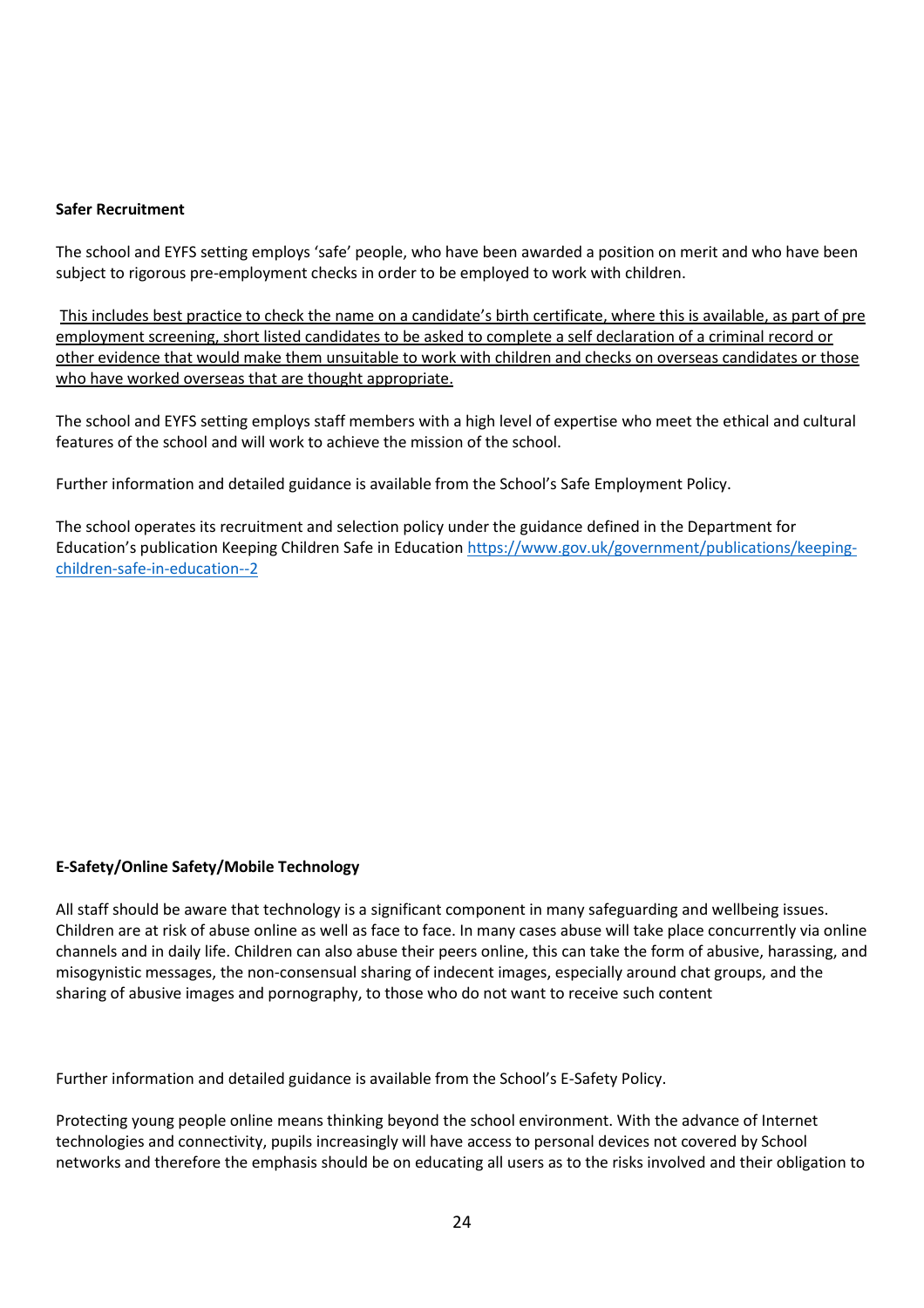**Safer Recruitment**

The school and EYFS setting employs 'safe' people, who have been awarded a position on merit and who have been subject to rigorous pre-employment checks in order to be employed to work with children.

<u>This includes best practice to check the name on a candidate's birth certificate, where this is available, as part of pre employment screening, short listed candidates to be asked to complete a self declaration of a criminal record or other evidence that would make them unsuitable to work with children and checks on overseas candidates or those who have worked overseas that are thought appropriate.</u>

The school and EYFS setting employs staff members with a high level of expertise who meet the ethical and cultural features of the school and will work to achieve the mission of the school.

Further information and detailed guidance is available from the School's Safe Employment Policy.

The school operates its recruitment and selection policy under the guidance defined in the Department for Education's publication Keeping Children Safe in Education https://www.gov.uk/government/publications/keeping-children-safe-in-education--2

**E-Safety/Online Safety/Mobile Technology**

All staff should be aware that technology is a significant component in many safeguarding and wellbeing issues. Children are at risk of abuse online as well as face to face. In many cases abuse will take place concurrently via online channels and in daily life. Children can also abuse their peers online, this can take the form of abusive, harassing, and misogynistic messages, the non-consensual sharing of indecent images, especially around chat groups, and the sharing of abusive images and pornography, to those who do not want to receive such content

Further information and detailed guidance is available from the School's E-Safety Policy.

Protecting young people online means thinking beyond the school environment. With the advance of Internet technologies and connectivity, pupils increasingly will have access to personal devices not covered by School networks and therefore the emphasis should be on educating all users as to the risks involved and their obligation to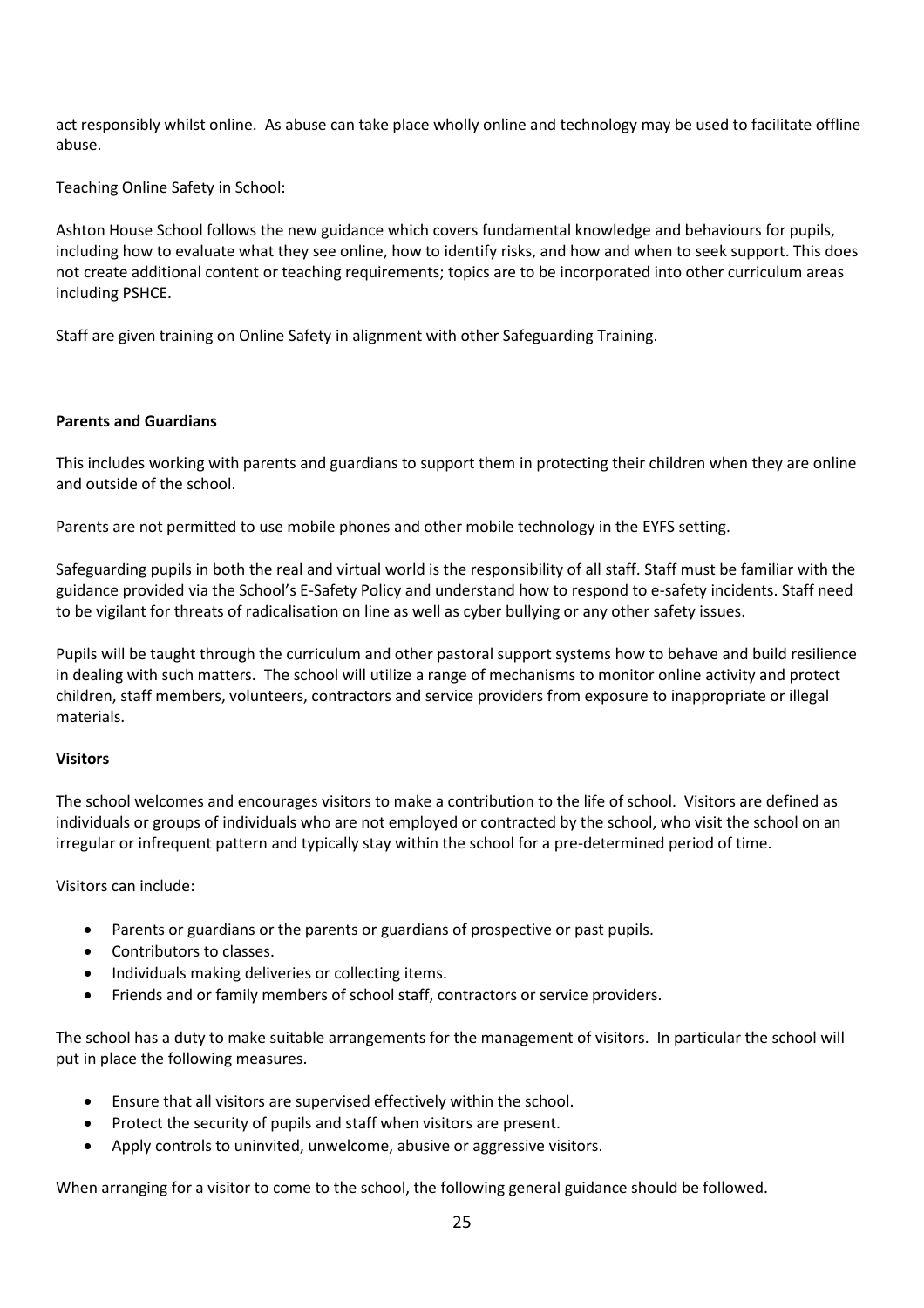act responsibly whilst online. As abuse can take place wholly online and technology may be used to facilitate offline abuse.

Teaching Online Safety in School:

Ashton House School follows the new guidance which covers fundamental knowledge and behaviours for pupils, including how to evaluate what they see online, how to identify risks, and how and when to seek support. This does not create additional content or teaching requirements; topics are to be incorporated into other curriculum areas including PSHCE.

<u>Staff are given training on Online Safety in alignment with other Safeguarding Training.</u>

**Parents and Guardians**

This includes working with parents and guardians to support them in protecting their children when they are online and outside of the school.

Parents are not permitted to use mobile phones and other mobile technology in the EYFS setting.

Safeguarding pupils in both the real and virtual world is the responsibility of all staff. Staff must be familiar with the guidance provided via the School's E-Safety Policy and understand how to respond to e-safety incidents. Staff need to be vigilant for threats of radicalisation on line as well as cyber bullying or any other safety issues.

Pupils will be taught through the curriculum and other pastoral support systems how to behave and build resilience in dealing with such matters. The school will utilize a range of mechanisms to monitor online activity and protect children, staff members, volunteers, contractors and service providers from exposure to inappropriate or illegal materials.

**Visitors**

The school welcomes and encourages visitors to make a contribution to the life of school. Visitors are defined as individuals or groups of individuals who are not employed or contracted by the school, who visit the school on an irregular or infrequent pattern and typically stay within the school for a pre-determined period of time.

Visitors can include:

- Parents or guardians or the parents or guardians of prospective or past pupils.
- Contributors to classes.
- Individuals making deliveries or collecting items.
- Friends and or family members of school staff, contractors or service providers.

The school has a duty to make suitable arrangements for the management of visitors. In particular the school will put in place the following measures.

- Ensure that all visitors are supervised effectively within the school.
- Protect the security of pupils and staff when visitors are present.
- Apply controls to uninvited, unwelcome, abusive or aggressive visitors.

When arranging for a visitor to come to the school, the following general guidance should be followed.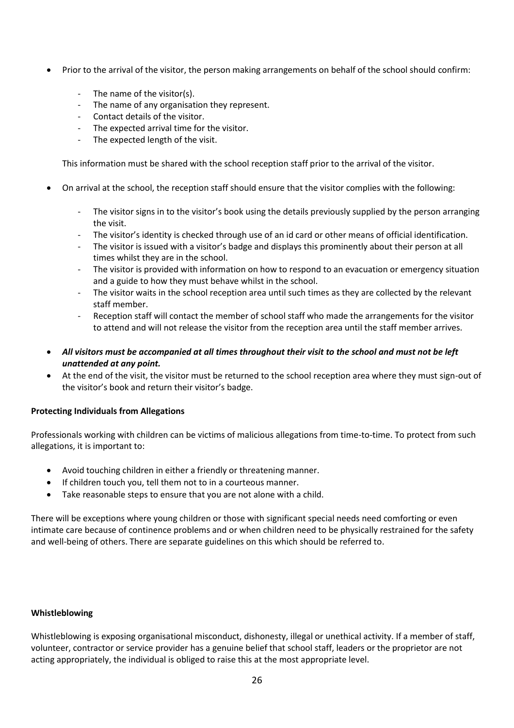- Prior to the arrival of the visitor, the person making arrangements on behalf of the school should confirm:

  - The name of the visitor(s).
  - The name of any organisation they represent.
  - Contact details of the visitor.
  - The expected arrival time for the visitor.
  - The expected length of the visit.

  This information must be shared with the school reception staff prior to the arrival of the visitor.

- On arrival at the school, the reception staff should ensure that the visitor complies with the following:

  - The visitor signs in to the visitor's book using the details previously supplied by the person arranging the visit.
  - The visitor's identity is checked through use of an id card or other means of official identification.
  - The visitor is issued with a visitor's badge and displays this prominently about their person at all times whilst they are in the school.
  - The visitor is provided with information on how to respond to an evacuation or emergency situation and a guide to how they must behave whilst in the school.
  - The visitor waits in the school reception area until such times as they are collected by the relevant staff member.
  - Reception staff will contact the member of school staff who made the arrangements for the visitor to attend and will not release the visitor from the reception area until the staff member arrives.

- ***All visitors must be accompanied at all times throughout their visit to the school and must not be left unattended at any point.***
- At the end of the visit, the visitor must be returned to the school reception area where they must sign-out of the visitor's book and return their visitor's badge.

**Protecting Individuals from Allegations**

Professionals working with children can be victims of malicious allegations from time-to-time. To protect from such allegations, it is important to:

- Avoid touching children in either a friendly or threatening manner.
- If children touch you, tell them not to in a courteous manner.
- Take reasonable steps to ensure that you are not alone with a child.

There will be exceptions where young children or those with significant special needs need comforting or even intimate care because of continence problems and or when children need to be physically restrained for the safety and well-being of others. There are separate guidelines on this which should be referred to.

**Whistleblowing**

Whistleblowing is exposing organisational misconduct, dishonesty, illegal or unethical activity. If a member of staff, volunteer, contractor or service provider has a genuine belief that school staff, leaders or the proprietor are not acting appropriately, the individual is obliged to raise this at the most appropriate level.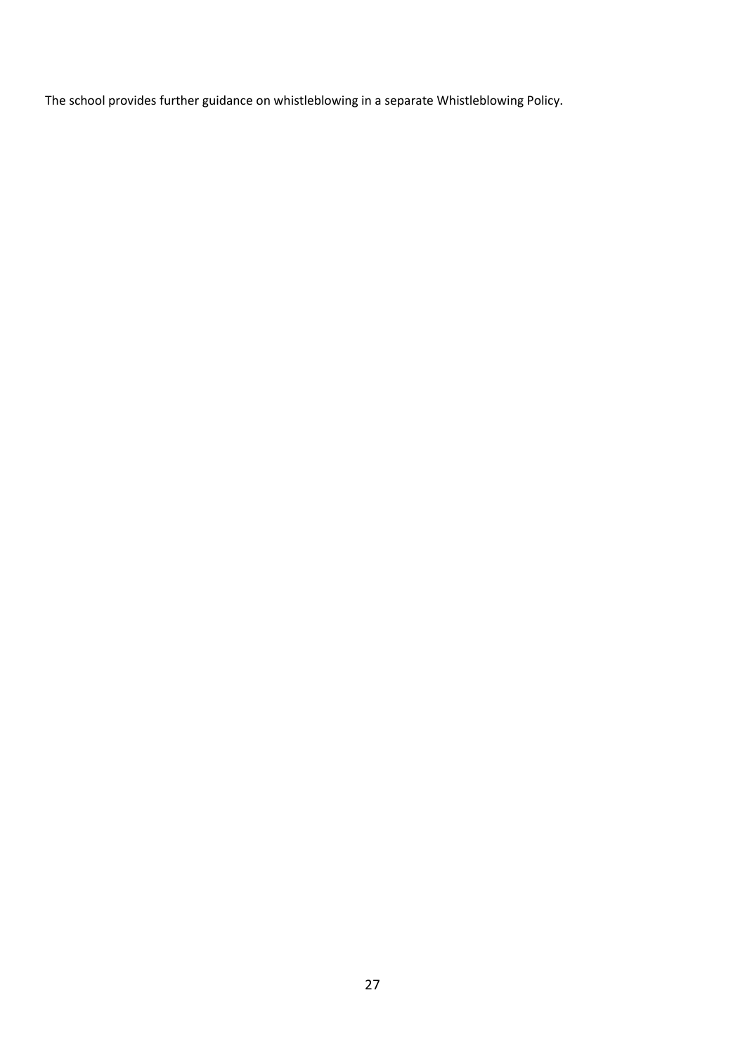The school provides further guidance on whistleblowing in a separate Whistleblowing Policy.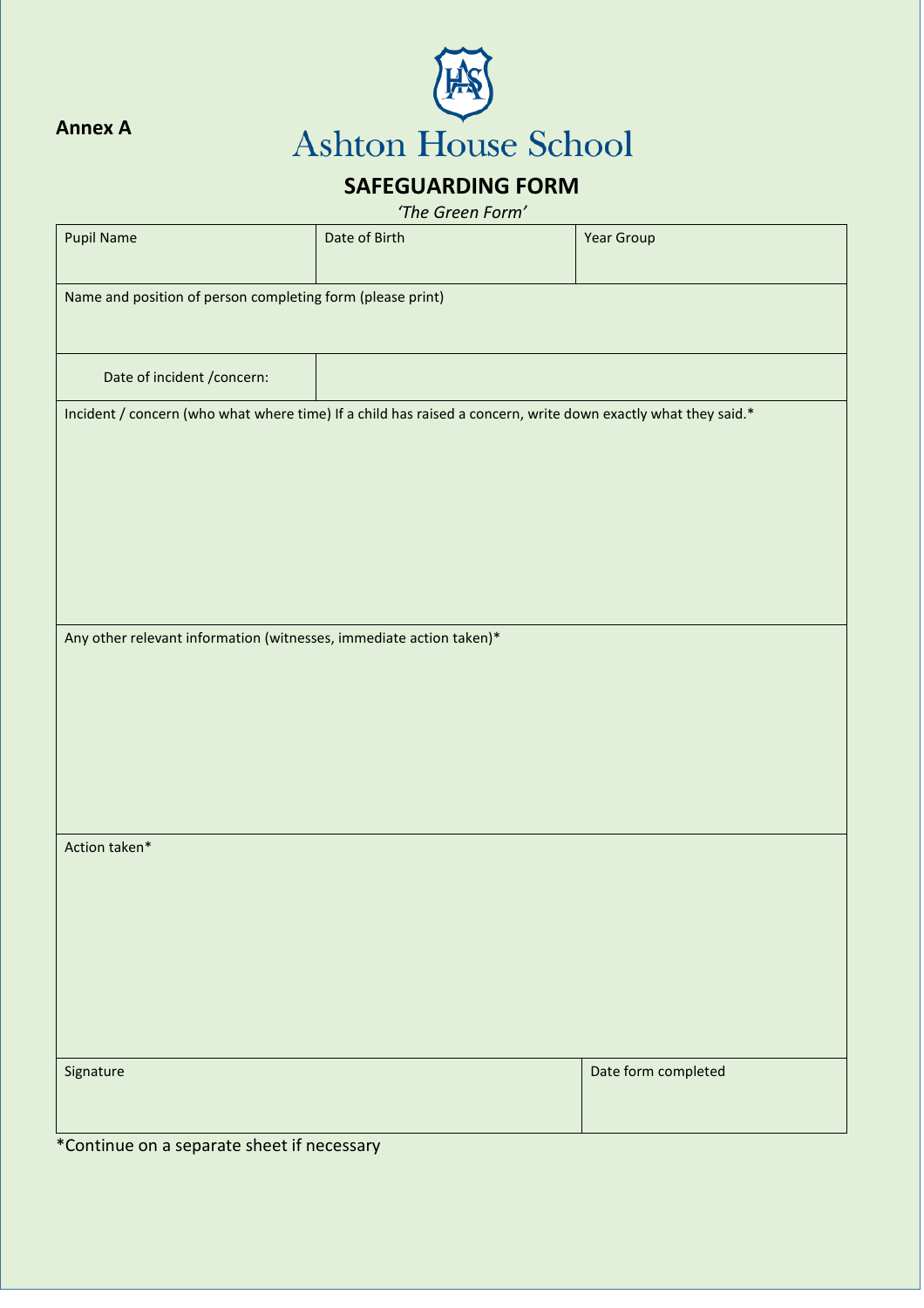**Annex A**

Ashton House School

## SAFEGUARDING FORM

*'The Green Form'*

| Pupil Name | Date of Birth | Year Group |
|---|---|---|
| Name and position of person completing form (please print) | | |
| Date of incident /concern: | | |
| Incident / concern (who what where time) If a child has raised a concern, write down exactly what they said.* | | |
| Any other relevant information (witnesses, immediate action taken)* | | |
| Action taken* | | |
| Signature | | Date form completed |

*Continue on a separate sheet if necessary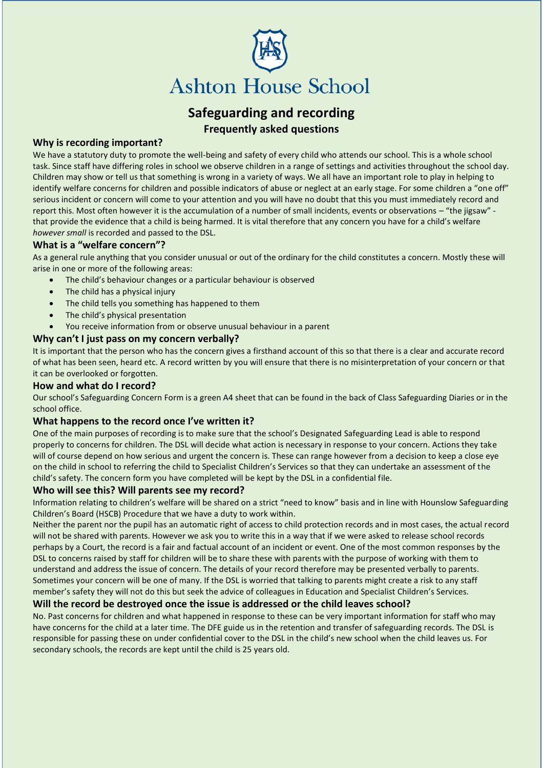# Ashton House School

## Safeguarding and recording

### Frequently asked questions

### Why is recording important?

We have a statutory duty to promote the well-being and safety of every child who attends our school. This is a whole school task. Since staff have differing roles in school we observe children in a range of settings and activities throughout the school day. Children may show or tell us that something is wrong in a variety of ways. We all have an important role to play in helping to identify welfare concerns for children and possible indicators of abuse or neglect at an early stage. For some children a "one off" serious incident or concern will come to your attention and you will have no doubt that this you must immediately record and report this. Most often however it is the accumulation of a number of small incidents, events or observations – "the jigsaw" - that provide the evidence that a child is being harmed. It is vital therefore that any concern you have for a child's welfare *however small* is recorded and passed to the DSL.

### What is a "welfare concern"?

As a general rule anything that you consider unusual or out of the ordinary for the child constitutes a concern. Mostly these will arise in one or more of the following areas:

- The child's behaviour changes or a particular behaviour is observed
- The child has a physical injury
- The child tells you something has happened to them
- The child's physical presentation
- You receive information from or observe unusual behaviour in a parent

### Why can't I just pass on my concern verbally?

It is important that the person who has the concern gives a firsthand account of this so that there is a clear and accurate record of what has been seen, heard etc. A record written by you will ensure that there is no misinterpretation of your concern or that it can be overlooked or forgotten.

### How and what do I record?

Our school's Safeguarding Concern Form is a green A4 sheet that can be found in the back of Class Safeguarding Diaries or in the school office.

### What happens to the record once I've written it?

One of the main purposes of recording is to make sure that the school's Designated Safeguarding Lead is able to respond properly to concerns for children. The DSL will decide what action is necessary in response to your concern. Actions they take will of course depend on how serious and urgent the concern is. These can range however from a decision to keep a close eye on the child in school to referring the child to Specialist Children's Services so that they can undertake an assessment of the child's safety. The concern form you have completed will be kept by the DSL in a confidential file.

### Who will see this? Will parents see my record?

Information relating to children's welfare will be shared on a strict "need to know" basis and in line with Hounslow Safeguarding Children's Board (HSCB) Procedure that we have a duty to work within.

Neither the parent nor the pupil has an automatic right of access to child protection records and in most cases, the actual record will not be shared with parents. However we ask you to write this in a way that if we were asked to release school records perhaps by a Court, the record is a fair and factual account of an incident or event. One of the most common responses by the DSL to concerns raised by staff for children will be to share these with parents with the purpose of working with them to understand and address the issue of concern. The details of your record therefore may be presented verbally to parents. Sometimes your concern will be one of many. If the DSL is worried that talking to parents might create a risk to any staff member's safety they will not do this but seek the advice of colleagues in Education and Specialist Children's Services.

### Will the record be destroyed once the issue is addressed or the child leaves school?

No. Past concerns for children and what happened in response to these can be very important information for staff who may have concerns for the child at a later time. The DFE guide us in the retention and transfer of safeguarding records. The DSL is responsible for passing these on under confidential cover to the DSL in the child's new school when the child leaves us. For secondary schools, the records are kept until the child is 25 years old.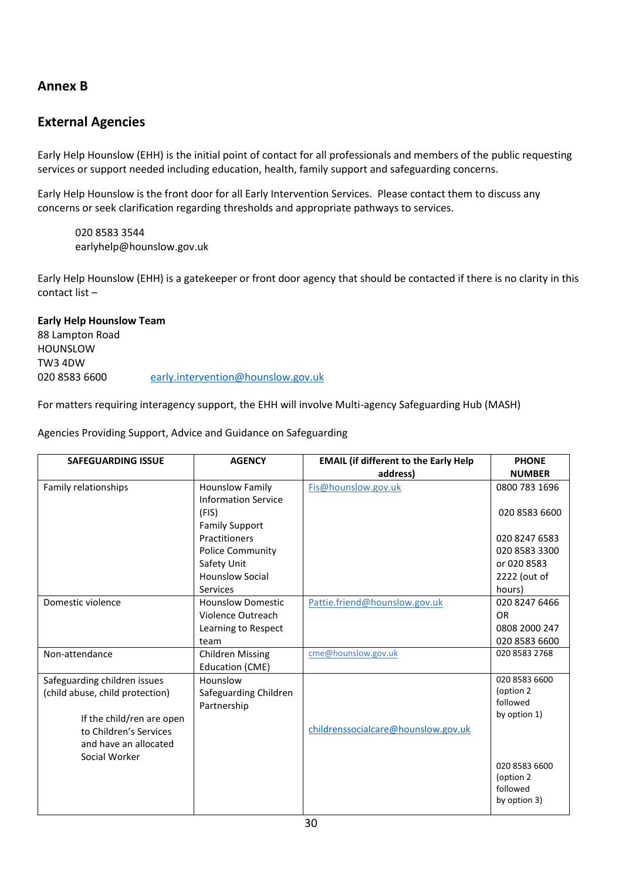## Annex B

## External Agencies

Early Help Hounslow (EHH) is the initial point of contact for all professionals and members of the public requesting services or support needed including education, health, family support and safeguarding concerns.

Early Help Hounslow is the front door for all Early Intervention Services. Please contact them to discuss any concerns or seek clarification regarding thresholds and appropriate pathways to services.

> 020 8583 3544
> earlyhelp@hounslow.gov.uk

Early Help Hounslow (EHH) is a gatekeeper or front door agency that should be contacted if there is no clarity in this contact list –

**Early Help Hounslow Team**
88 Lampton Road
HOUNSLOW
TW3 4DW
020 8583 6600 early.intervention@hounslow.gov.uk

For matters requiring interagency support, the EHH will involve Multi-agency Safeguarding Hub (MASH)

Agencies Providing Support, Advice and Guidance on Safeguarding

| SAFEGUARDING ISSUE | AGENCY | EMAIL (if different to the Early Help address) | PHONE NUMBER |
|---|---|---|---|
| Family relationships | Hounslow Family Information Service (FIS)<br>Family Support Practitioners<br>Police Community Safety Unit<br>Hounslow Social Services | Fis@hounslow.gov.uk | 0800 783 1696<br><br>020 8583 6600<br><br>020 8247 6583<br>020 8583 3300 or 020 8583 2222 (out of hours) |
| Domestic violence | Hounslow Domestic Violence Outreach<br>Learning to Respect team | Pattie.friend@hounslow.gov.uk | 020 8247 6466 OR<br>0808 2000 247<br>020 8583 6600 |
| Non-attendance | Children Missing Education (CME) | cme@hounslow.gov.uk | 020 8583 2768 |
| Safeguarding children issues (child abuse, child protection)<br><br>If the child/ren are open to Children's Services and have an allocated Social Worker | Hounslow Safeguarding Children Partnership | childrenssocialcare@hounslow.gov.uk | 020 8583 6600 (option 2 followed by option 1)<br><br>020 8583 6600 (option 2 followed by option 3) |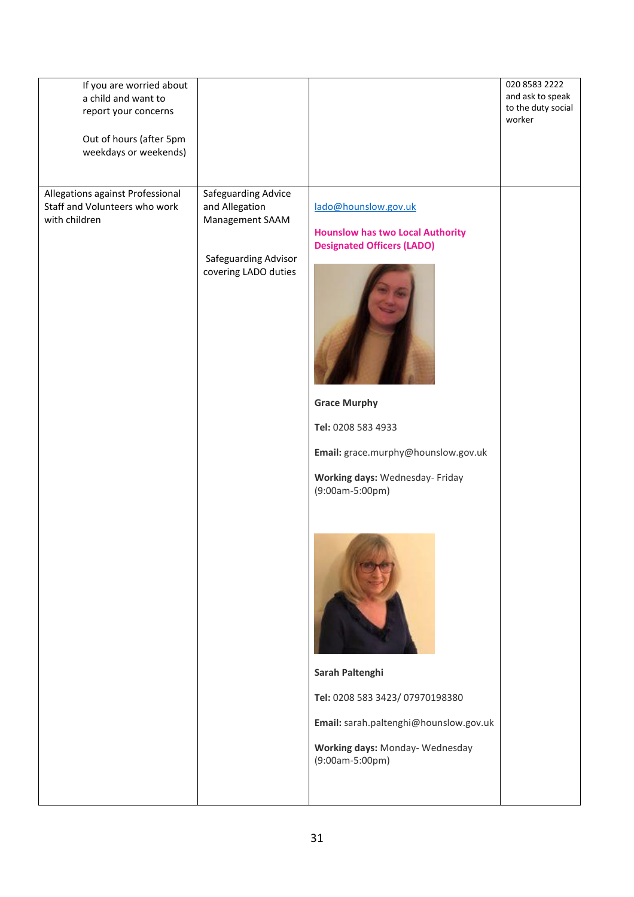| If you are worried about a child and want to report your concerns<br><br>Out of hours (after 5pm weekdays or weekends) | | | 020 8583 2222 and ask to speak to the duty social worker |
|---|---|---|---|
| Allegations against Professional Staff and Volunteers who work with children | Safeguarding Advice and Allegation Management SAAM<br><br>Safeguarding Advisor covering LADO duties | lado@hounslow.gov.uk<br><br>**Hounslow has two Local Authority Designated Officers (LADO)**<br><br>**Grace Murphy**<br><br>**Tel:** 0208 583 4933<br><br>**Email:** grace.murphy@hounslow.gov.uk<br><br>**Working days:** Wednesday- Friday (9:00am-5:00pm)<br><br>**Sarah Paltenghi**<br><br>**Tel:** 0208 583 3423/ 07970198380<br><br>**Email:** sarah.paltenghi@hounslow.gov.uk<br><br>**Working days:** Monday- Wednesday (9:00am-5:00pm) | |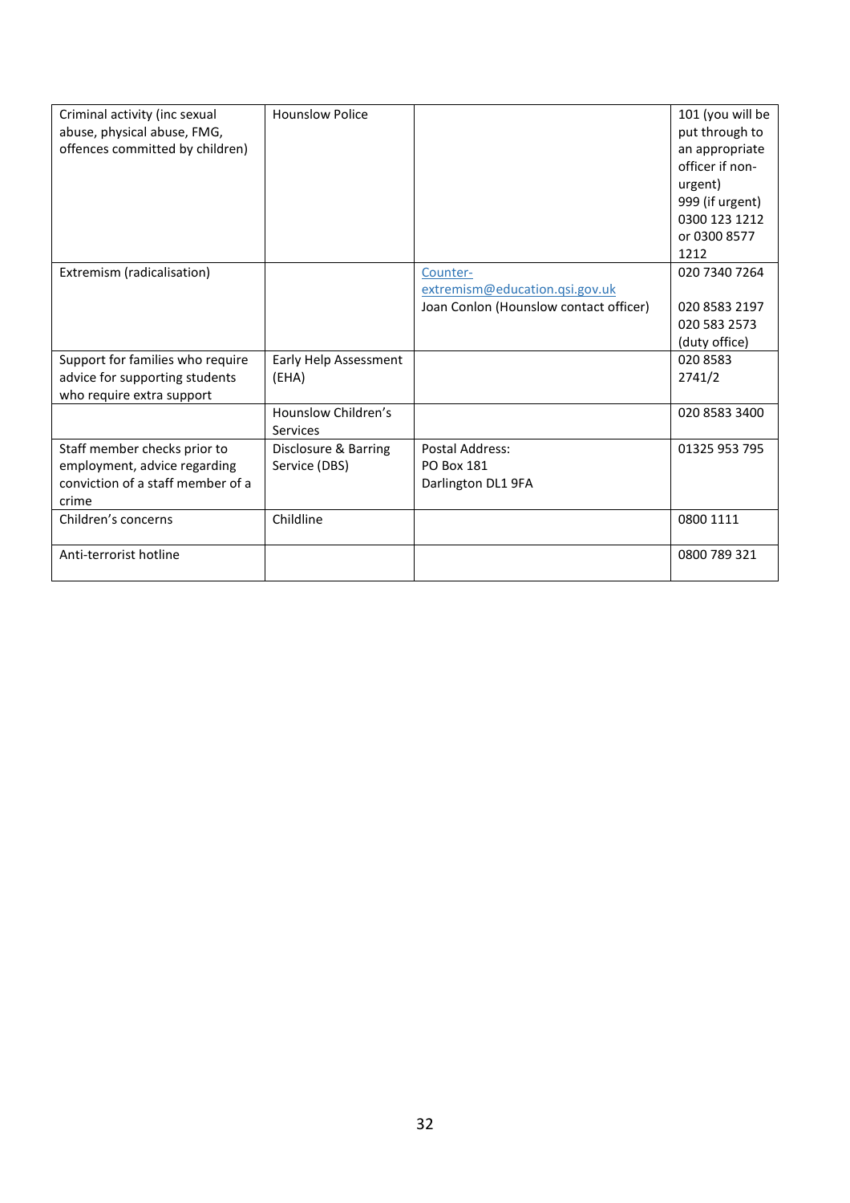| Criminal activity (inc sexual abuse, physical abuse, FMG, offences committed by children) | Hounslow Police | | 101 (you will be put through to an appropriate officer if non-urgent)<br>999 (if urgent)<br>0300 123 1212 or 0300 8577 1212 |
|---|---|---|---|
| Extremism (radicalisation) | | Counter-extremism@education.qsi.gov.uk<br>Joan Conlon (Hounslow contact officer) | 020 7340 7264<br><br>020 8583 2197<br>020 583 2573 (duty office) |
| Support for families who require advice for supporting students who require extra support | Early Help Assessment (EHA) | | 020 8583 2741/2 |
| | Hounslow Children's Services | | 020 8583 3400 |
| Staff member checks prior to employment, advice regarding conviction of a staff member of a crime | Disclosure & Barring Service (DBS) | Postal Address:<br>PO Box 181<br>Darlington DL1 9FA | 01325 953 795 |
| Children's concerns | Childline | | 0800 1111 |
| Anti-terrorist hotline | | | 0800 789 321 |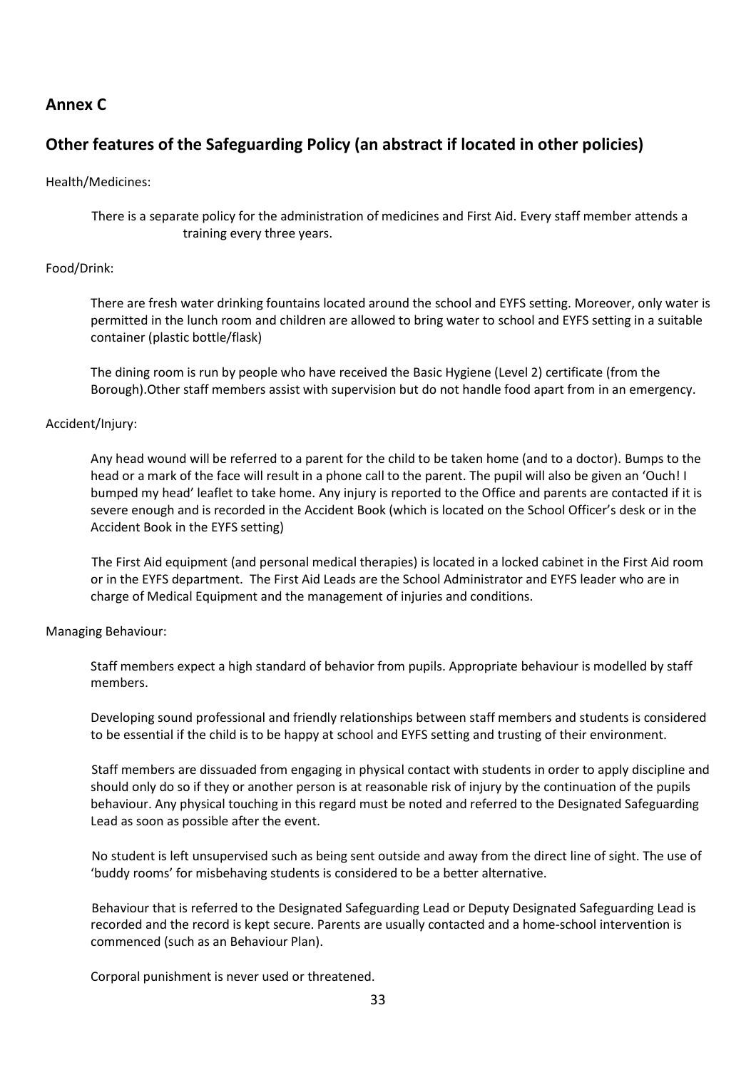## Annex C

## Other features of the Safeguarding Policy (an abstract if located in other policies)

Health/Medicines:

There is a separate policy for the administration of medicines and First Aid. Every staff member attends a training every three years.

Food/Drink:

There are fresh water drinking fountains located around the school and EYFS setting. Moreover, only water is permitted in the lunch room and children are allowed to bring water to school and EYFS setting in a suitable container (plastic bottle/flask)

The dining room is run by people who have received the Basic Hygiene (Level 2) certificate (from the Borough).Other staff members assist with supervision but do not handle food apart from in an emergency.

Accident/Injury:

Any head wound will be referred to a parent for the child to be taken home (and to a doctor). Bumps to the head or a mark of the face will result in a phone call to the parent. The pupil will also be given an 'Ouch! I bumped my head' leaflet to take home. Any injury is reported to the Office and parents are contacted if it is severe enough and is recorded in the Accident Book (which is located on the School Officer's desk or in the Accident Book in the EYFS setting)

The First Aid equipment (and personal medical therapies) is located in a locked cabinet in the First Aid room or in the EYFS department. The First Aid Leads are the School Administrator and EYFS leader who are in charge of Medical Equipment and the management of injuries and conditions.

Managing Behaviour:

Staff members expect a high standard of behavior from pupils. Appropriate behaviour is modelled by staff members.

Developing sound professional and friendly relationships between staff members and students is considered to be essential if the child is to be happy at school and EYFS setting and trusting of their environment.

Staff members are dissuaded from engaging in physical contact with students in order to apply discipline and should only do so if they or another person is at reasonable risk of injury by the continuation of the pupils behaviour. Any physical touching in this regard must be noted and referred to the Designated Safeguarding Lead as soon as possible after the event.

No student is left unsupervised such as being sent outside and away from the direct line of sight. The use of 'buddy rooms' for misbehaving students is considered to be a better alternative.

Behaviour that is referred to the Designated Safeguarding Lead or Deputy Designated Safeguarding Lead is recorded and the record is kept secure. Parents are usually contacted and a home-school intervention is commenced (such as an Behaviour Plan).

Corporal punishment is never used or threatened.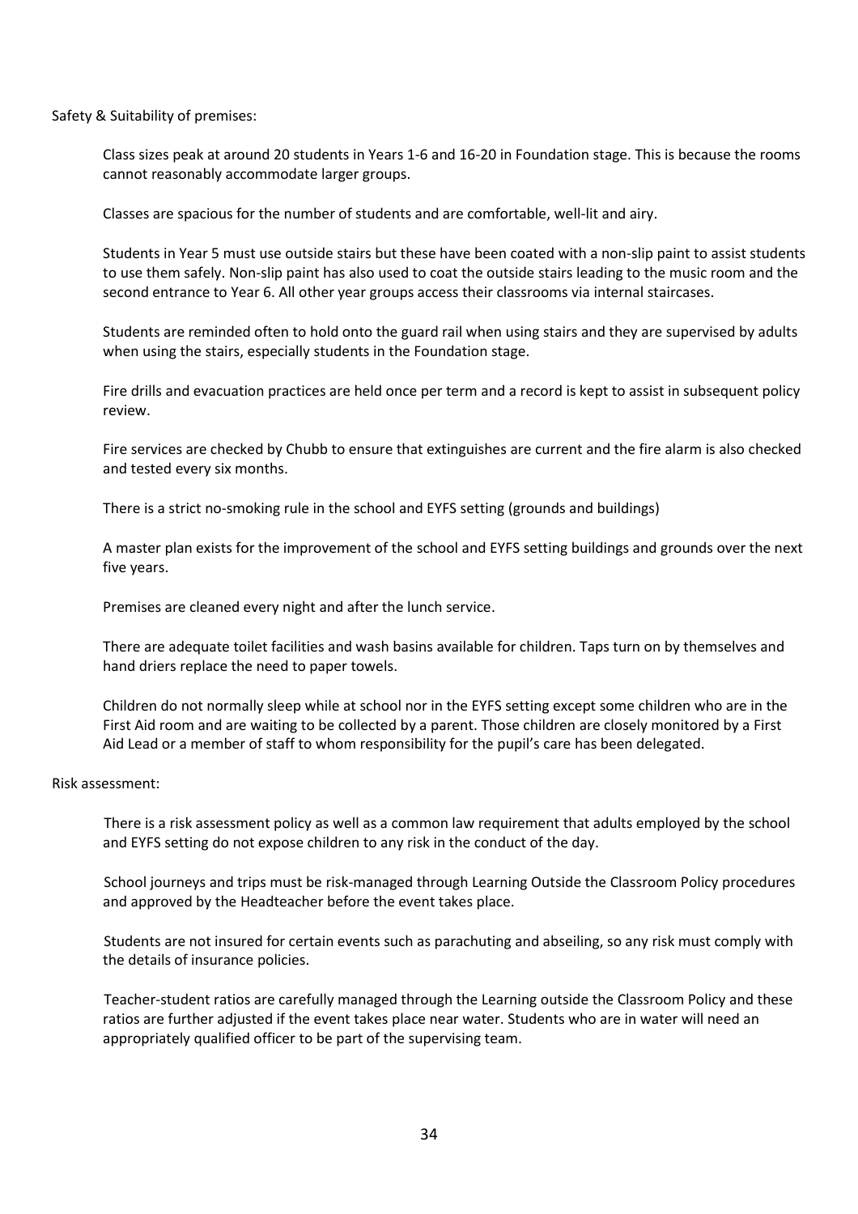Safety & Suitability of premises:

Class sizes peak at around 20 students in Years 1-6 and 16-20 in Foundation stage. This is because the rooms cannot reasonably accommodate larger groups.

Classes are spacious for the number of students and are comfortable, well-lit and airy.

Students in Year 5 must use outside stairs but these have been coated with a non-slip paint to assist students to use them safely. Non-slip paint has also used to coat the outside stairs leading to the music room and the second entrance to Year 6. All other year groups access their classrooms via internal staircases.

Students are reminded often to hold onto the guard rail when using stairs and they are supervised by adults when using the stairs, especially students in the Foundation stage.

Fire drills and evacuation practices are held once per term and a record is kept to assist in subsequent policy review.

Fire services are checked by Chubb to ensure that extinguishes are current and the fire alarm is also checked and tested every six months.

There is a strict no-smoking rule in the school and EYFS setting (grounds and buildings)

A master plan exists for the improvement of the school and EYFS setting buildings and grounds over the next five years.

Premises are cleaned every night and after the lunch service.

There are adequate toilet facilities and wash basins available for children. Taps turn on by themselves and hand driers replace the need to paper towels.

Children do not normally sleep while at school nor in the EYFS setting except some children who are in the First Aid room and are waiting to be collected by a parent. Those children are closely monitored by a First Aid Lead or a member of staff to whom responsibility for the pupil's care has been delegated.

Risk assessment:

There is a risk assessment policy as well as a common law requirement that adults employed by the school and EYFS setting do not expose children to any risk in the conduct of the day.

School journeys and trips must be risk-managed through Learning Outside the Classroom Policy procedures and approved by the Headteacher before the event takes place.

Students are not insured for certain events such as parachuting and abseiling, so any risk must comply with the details of insurance policies.

Teacher-student ratios are carefully managed through the Learning outside the Classroom Policy and these ratios are further adjusted if the event takes place near water. Students who are in water will need an appropriately qualified officer to be part of the supervising team.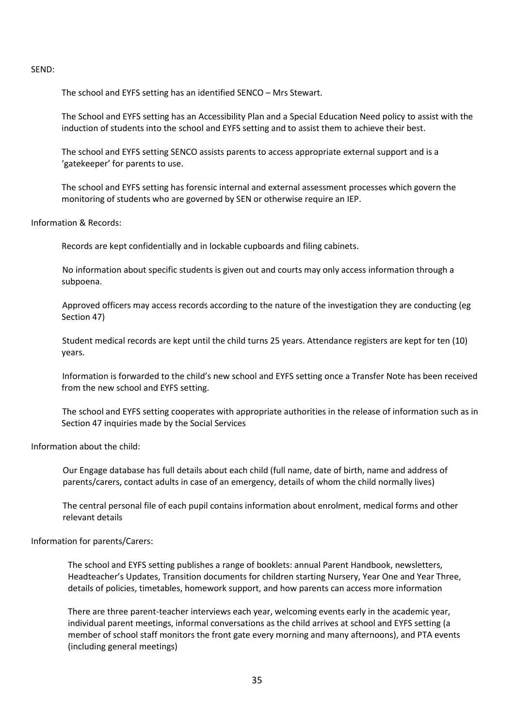SEND:

The school and EYFS setting has an identified SENCO – Mrs Stewart.

The School and EYFS setting has an Accessibility Plan and a Special Education Need policy to assist with the induction of students into the school and EYFS setting and to assist them to achieve their best.

The school and EYFS setting SENCO assists parents to access appropriate external support and is a 'gatekeeper' for parents to use.

The school and EYFS setting has forensic internal and external assessment processes which govern the monitoring of students who are governed by SEN or otherwise require an IEP.

Information & Records:

Records are kept confidentially and in lockable cupboards and filing cabinets.

No information about specific students is given out and courts may only access information through a subpoena.

Approved officers may access records according to the nature of the investigation they are conducting (eg Section 47)

Student medical records are kept until the child turns 25 years. Attendance registers are kept for ten (10) years.

Information is forwarded to the child's new school and EYFS setting once a Transfer Note has been received from the new school and EYFS setting.

The school and EYFS setting cooperates with appropriate authorities in the release of information such as in Section 47 inquiries made by the Social Services

Information about the child:

Our Engage database has full details about each child (full name, date of birth, name and address of parents/carers, contact adults in case of an emergency, details of whom the child normally lives)

The central personal file of each pupil contains information about enrolment, medical forms and other relevant details

Information for parents/Carers:

The school and EYFS setting publishes a range of booklets: annual Parent Handbook, newsletters, Headteacher's Updates, Transition documents for children starting Nursery, Year One and Year Three, details of policies, timetables, homework support, and how parents can access more information

There are three parent-teacher interviews each year, welcoming events early in the academic year, individual parent meetings, informal conversations as the child arrives at school and EYFS setting (a member of school staff monitors the front gate every morning and many afternoons), and PTA events (including general meetings)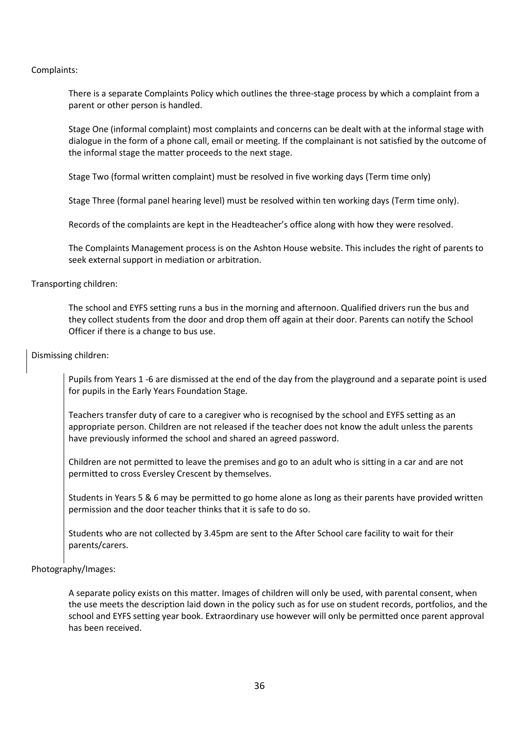Complaints:

There is a separate Complaints Policy which outlines the three-stage process by which a complaint from a parent or other person is handled.

Stage One (informal complaint) most complaints and concerns can be dealt with at the informal stage with dialogue in the form of a phone call, email or meeting. If the complainant is not satisfied by the outcome of the informal stage the matter proceeds to the next stage.

Stage Two (formal written complaint) must be resolved in five working days (Term time only)

Stage Three (formal panel hearing level) must be resolved within ten working days (Term time only).

Records of the complaints are kept in the Headteacher's office along with how they were resolved.

The Complaints Management process is on the Ashton House website. This includes the right of parents to seek external support in mediation or arbitration.

Transporting children:

The school and EYFS setting runs a bus in the morning and afternoon. Qualified drivers run the bus and they collect students from the door and drop them off again at their door. Parents can notify the School Officer if there is a change to bus use.

Dismissing children:

Pupils from Years 1 -6 are dismissed at the end of the day from the playground and a separate point is used for pupils in the Early Years Foundation Stage.

Teachers transfer duty of care to a caregiver who is recognised by the school and EYFS setting as an appropriate person. Children are not released if the teacher does not know the adult unless the parents have previously informed the school and shared an agreed password.

Children are not permitted to leave the premises and go to an adult who is sitting in a car and are not permitted to cross Eversley Crescent by themselves.

Students in Years 5 & 6 may be permitted to go home alone as long as their parents have provided written permission and the door teacher thinks that it is safe to do so.

Students who are not collected by 3.45pm are sent to the After School care facility to wait for their parents/carers.

Photography/Images:

A separate policy exists on this matter. Images of children will only be used, with parental consent, when the use meets the description laid down in the policy such as for use on student records, portfolios, and the school and EYFS setting year book. Extraordinary use however will only be permitted once parent approval has been received.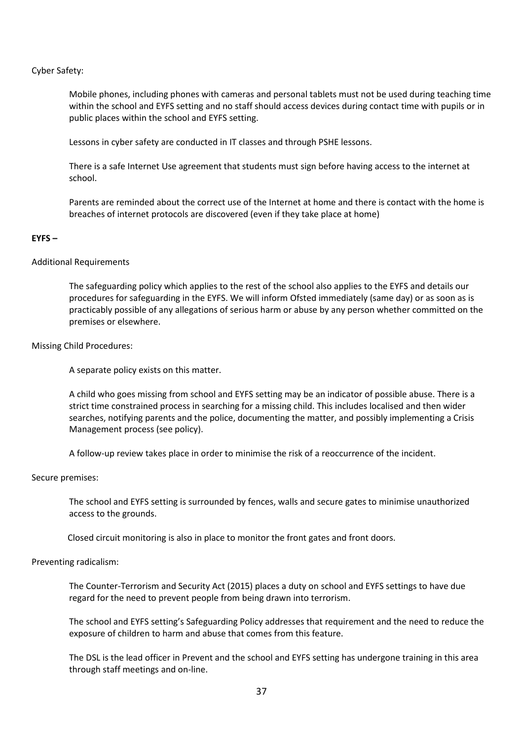Cyber Safety:

Mobile phones, including phones with cameras and personal tablets must not be used during teaching time within the school and EYFS setting and no staff should access devices during contact time with pupils or in public places within the school and EYFS setting.

Lessons in cyber safety are conducted in IT classes and through PSHE lessons.

There is a safe Internet Use agreement that students must sign before having access to the internet at school.

Parents are reminded about the correct use of the Internet at home and there is contact with the home is breaches of internet protocols are discovered (even if they take place at home)

**EYFS –**

Additional Requirements

The safeguarding policy which applies to the rest of the school also applies to the EYFS and details our procedures for safeguarding in the EYFS. We will inform Ofsted immediately (same day) or as soon as is practicably possible of any allegations of serious harm or abuse by any person whether committed on the premises or elsewhere.

Missing Child Procedures:

A separate policy exists on this matter.

A child who goes missing from school and EYFS setting may be an indicator of possible abuse. There is a strict time constrained process in searching for a missing child. This includes localised and then wider searches, notifying parents and the police, documenting the matter, and possibly implementing a Crisis Management process (see policy).

A follow-up review takes place in order to minimise the risk of a reoccurrence of the incident.

Secure premises:

The school and EYFS setting is surrounded by fences, walls and secure gates to minimise unauthorized access to the grounds.

Closed circuit monitoring is also in place to monitor the front gates and front doors.

Preventing radicalism:

The Counter-Terrorism and Security Act (2015) places a duty on school and EYFS settings to have due regard for the need to prevent people from being drawn into terrorism.

The school and EYFS setting's Safeguarding Policy addresses that requirement and the need to reduce the exposure of children to harm and abuse that comes from this feature.

The DSL is the lead officer in Prevent and the school and EYFS setting has undergone training in this area through staff meetings and on-line.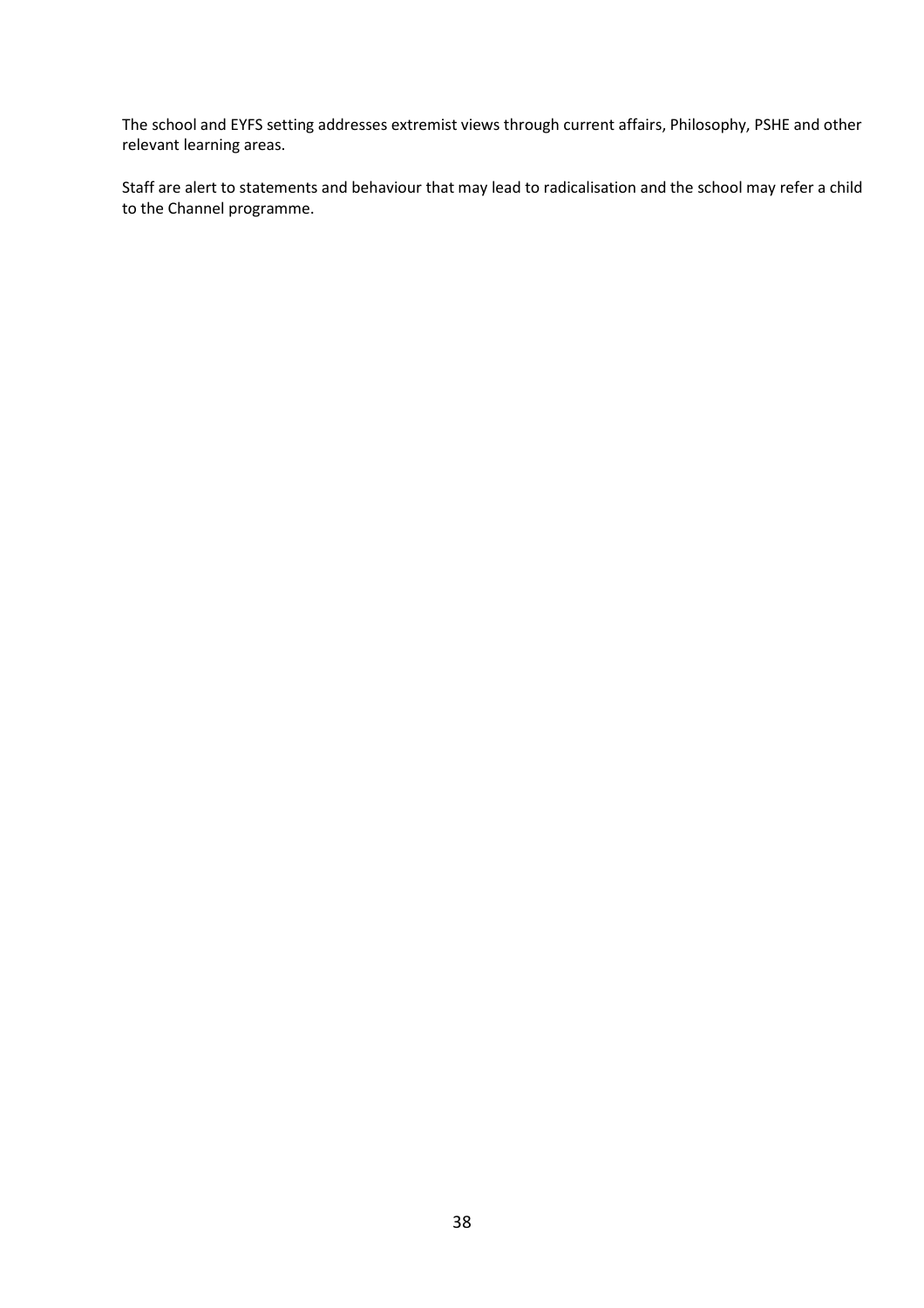The school and EYFS setting addresses extremist views through current affairs, Philosophy, PSHE and other relevant learning areas.

Staff are alert to statements and behaviour that may lead to radicalisation and the school may refer a child to the Channel programme.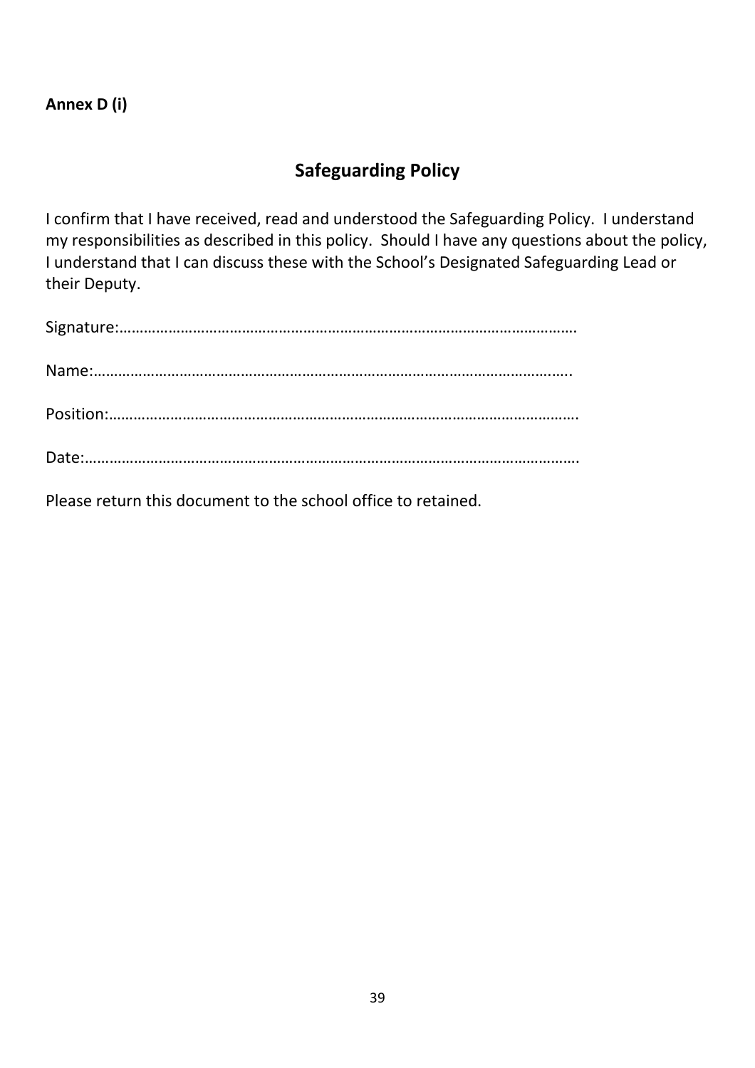**Annex D (i)**

## Safeguarding Policy

I confirm that I have received, read and understood the Safeguarding Policy. I understand my responsibilities as described in this policy. Should I have any questions about the policy, I understand that I can discuss these with the School's Designated Safeguarding Lead or their Deputy.

Signature:……………………………………………………………………………………………………

Name:…………………………………………………………………………………………………….

Position:………………………………………………………………………………………………….

Date:……………………………………………………………………………………………………….

Please return this document to the school office to retained.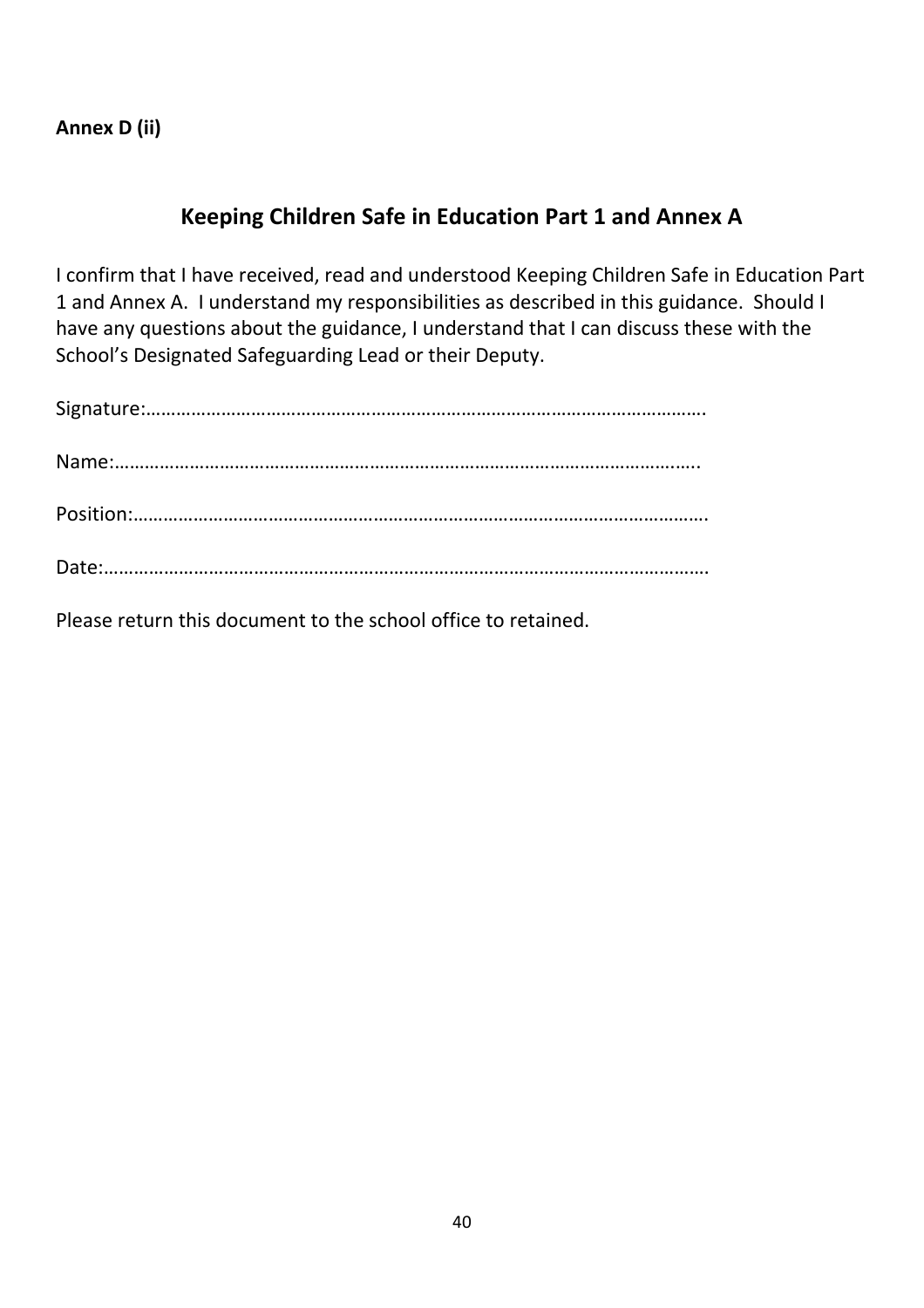**Annex D (ii)**

## Keeping Children Safe in Education Part 1 and Annex A

I confirm that I have received, read and understood Keeping Children Safe in Education Part 1 and Annex A. I understand my responsibilities as described in this guidance. Should I have any questions about the guidance, I understand that I can discuss these with the School's Designated Safeguarding Lead or their Deputy.

Signature:…………………………………………………………………………………………………….

Name:…………………………………………………………………………………………………………..

Position:……………………………………………………………………………………………………….

Date:……………………………………………………………………………………………………………

Please return this document to the school office to retained.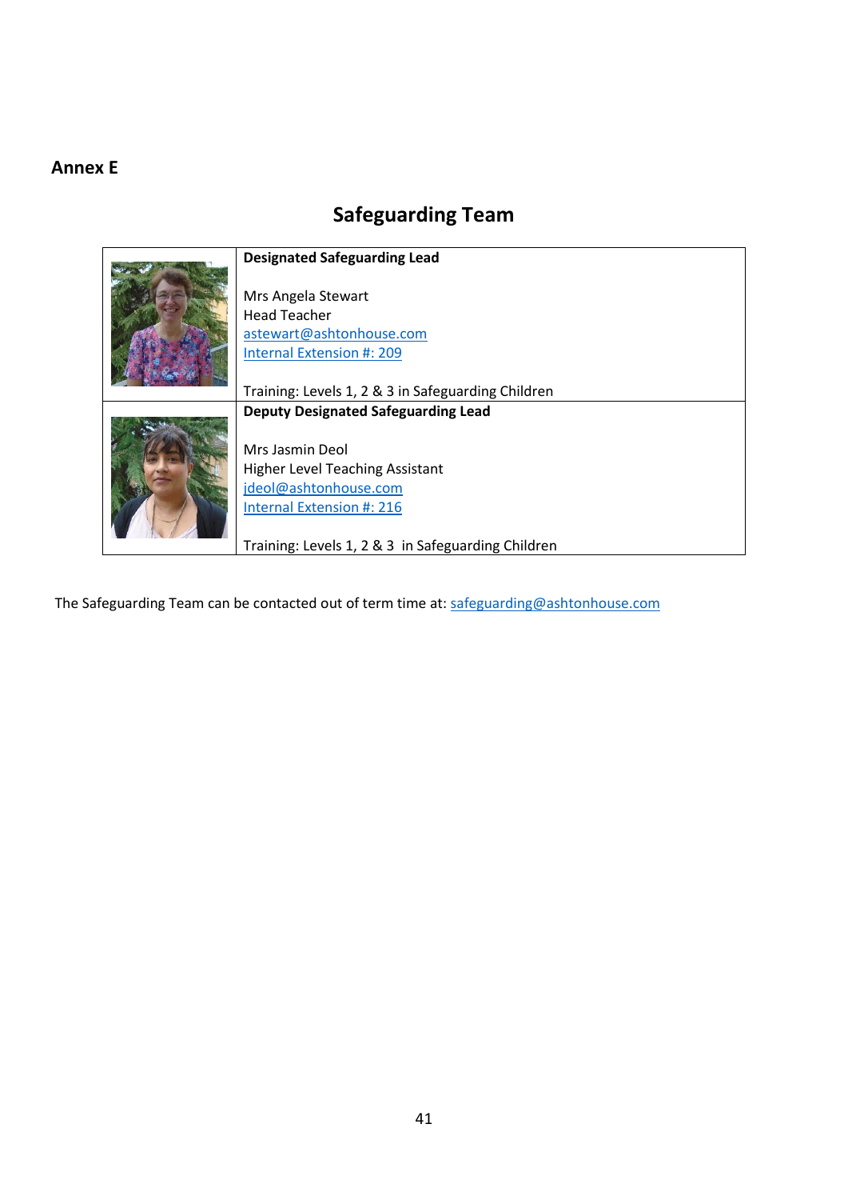## Annex E

# Safeguarding Team

| | |
|---|---|
| | **Designated Safeguarding Lead**<br><br>Mrs Angela Stewart<br>Head Teacher<br>astewart@ashtonhouse.com<br>Internal Extension #: 209<br><br>Training: Levels 1, 2 & 3 in Safeguarding Children |
| | **Deputy Designated Safeguarding Lead**<br><br>Mrs Jasmin Deol<br>Higher Level Teaching Assistant<br>jdeol@ashtonhouse.com<br>Internal Extension #: 216<br><br>Training: Levels 1, 2 & 3 in Safeguarding Children |

The Safeguarding Team can be contacted out of term time at: safeguarding@ashtonhouse.com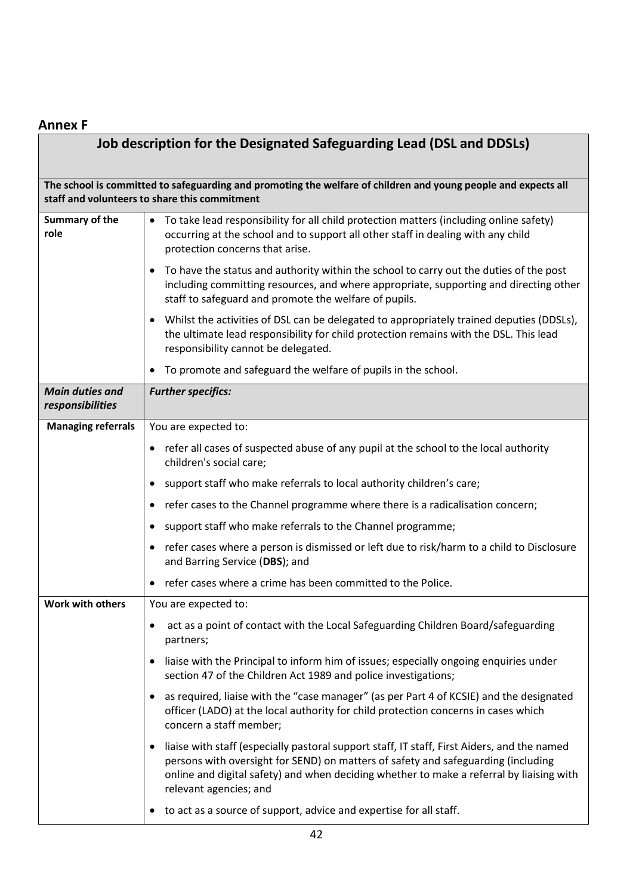## Annex F

| **Job description for the Designated Safeguarding Lead (DSL and DDSLs)** | |
|---|---|
| **The school is committed to safeguarding and promoting the welfare of children and young people and expects all staff and volunteers to share this commitment** | |
| **Summary of the role** | • To take lead responsibility for all child protection matters (including online safety) occurring at the school and to support all other staff in dealing with any child protection concerns that arise.<br>• To have the status and authority within the school to carry out the duties of the post including committing resources, and where appropriate, supporting and directing other staff to safeguard and promote the welfare of pupils.<br>• Whilst the activities of DSL can be delegated to appropriately trained deputies (DDSLs), the ultimate lead responsibility for child protection remains with the DSL. This lead responsibility cannot be delegated.<br>• To promote and safeguard the welfare of pupils in the school. |
| ***Main duties and responsibilities*** | ***Further specifics:*** |
| **Managing referrals** | You are expected to:<br>• refer all cases of suspected abuse of any pupil at the school to the local authority children's social care;<br>• support staff who make referrals to local authority children's care;<br>• refer cases to the Channel programme where there is a radicalisation concern;<br>• support staff who make referrals to the Channel programme;<br>• refer cases where a person is dismissed or left due to risk/harm to a child to Disclosure and Barring Service (**DBS**); and<br>• refer cases where a crime has been committed to the Police. |
| **Work with others** | You are expected to:<br>• act as a point of contact with the Local Safeguarding Children Board/safeguarding partners;<br>• liaise with the Principal to inform him of issues; especially ongoing enquiries under section 47 of the Children Act 1989 and police investigations;<br>• as required, liaise with the "case manager" (as per Part 4 of KCSIE) and the designated officer (LADO) at the local authority for child protection concerns in cases which concern a staff member;<br>• liaise with staff (especially pastoral support staff, IT staff, First Aiders, and the named persons with oversight for SEND) on matters of safety and safeguarding (including online and digital safety) and when deciding whether to make a referral by liaising with relevant agencies; and<br>• to act as a source of support, advice and expertise for all staff. |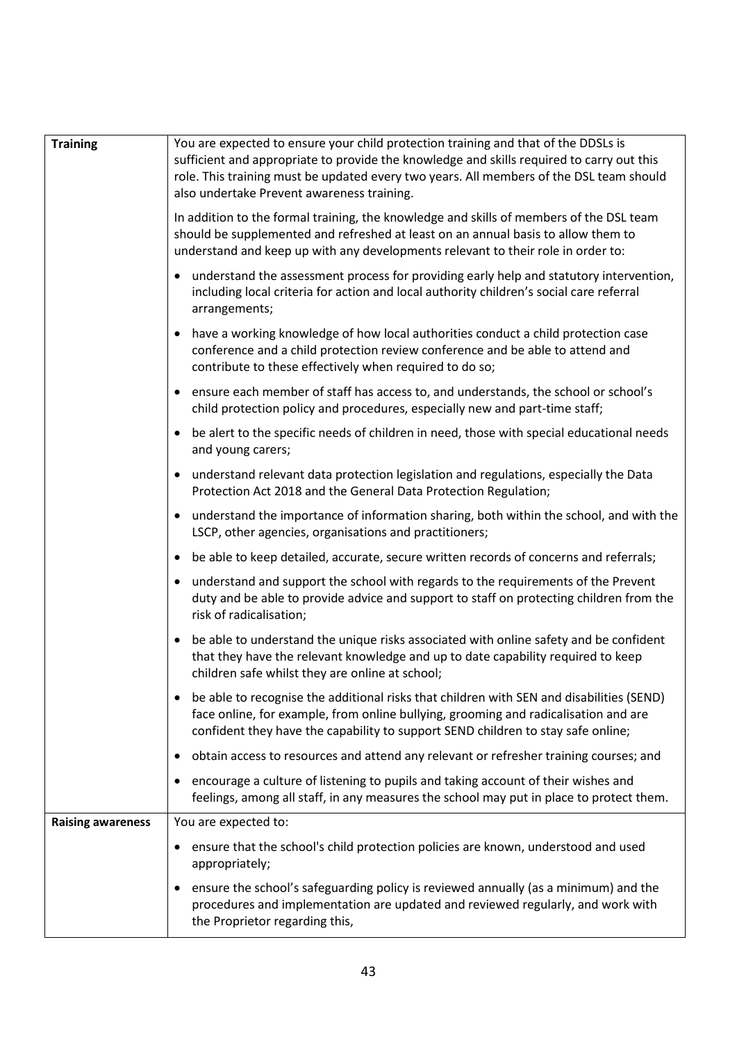| | |
|---|---|
| **Training** | You are expected to ensure your child protection training and that of the DDSLs is sufficient and appropriate to provide the knowledge and skills required to carry out this role. This training must be updated every two years. All members of the DSL team should also undertake Prevent awareness training.<br><br>In addition to the formal training, the knowledge and skills of members of the DSL team should be supplemented and refreshed at least on an annual basis to allow them to understand and keep up with any developments relevant to their role in order to:<br><br>• understand the assessment process for providing early help and statutory intervention, including local criteria for action and local authority children's social care referral arrangements;<br>• have a working knowledge of how local authorities conduct a child protection case conference and a child protection review conference and be able to attend and contribute to these effectively when required to do so;<br>• ensure each member of staff has access to, and understands, the school or school's child protection policy and procedures, especially new and part-time staff;<br>• be alert to the specific needs of children in need, those with special educational needs and young carers;<br>• understand relevant data protection legislation and regulations, especially the Data Protection Act 2018 and the General Data Protection Regulation;<br>• understand the importance of information sharing, both within the school, and with the LSCP, other agencies, organisations and practitioners;<br>• be able to keep detailed, accurate, secure written records of concerns and referrals;<br>• understand and support the school with regards to the requirements of the Prevent duty and be able to provide advice and support to staff on protecting children from the risk of radicalisation;<br>• be able to understand the unique risks associated with online safety and be confident that they have the relevant knowledge and up to date capability required to keep children safe whilst they are online at school;<br>• be able to recognise the additional risks that children with SEN and disabilities (SEND) face online, for example, from online bullying, grooming and radicalisation and are confident they have the capability to support SEND children to stay safe online;<br>• obtain access to resources and attend any relevant or refresher training courses; and<br>• encourage a culture of listening to pupils and taking account of their wishes and feelings, among all staff, in any measures the school may put in place to protect them. |
| **Raising awareness** | You are expected to:<br><br>• ensure that the school's child protection policies are known, understood and used appropriately;<br>• ensure the school's safeguarding policy is reviewed annually (as a minimum) and the procedures and implementation are updated and reviewed regularly, and work with the Proprietor regarding this, |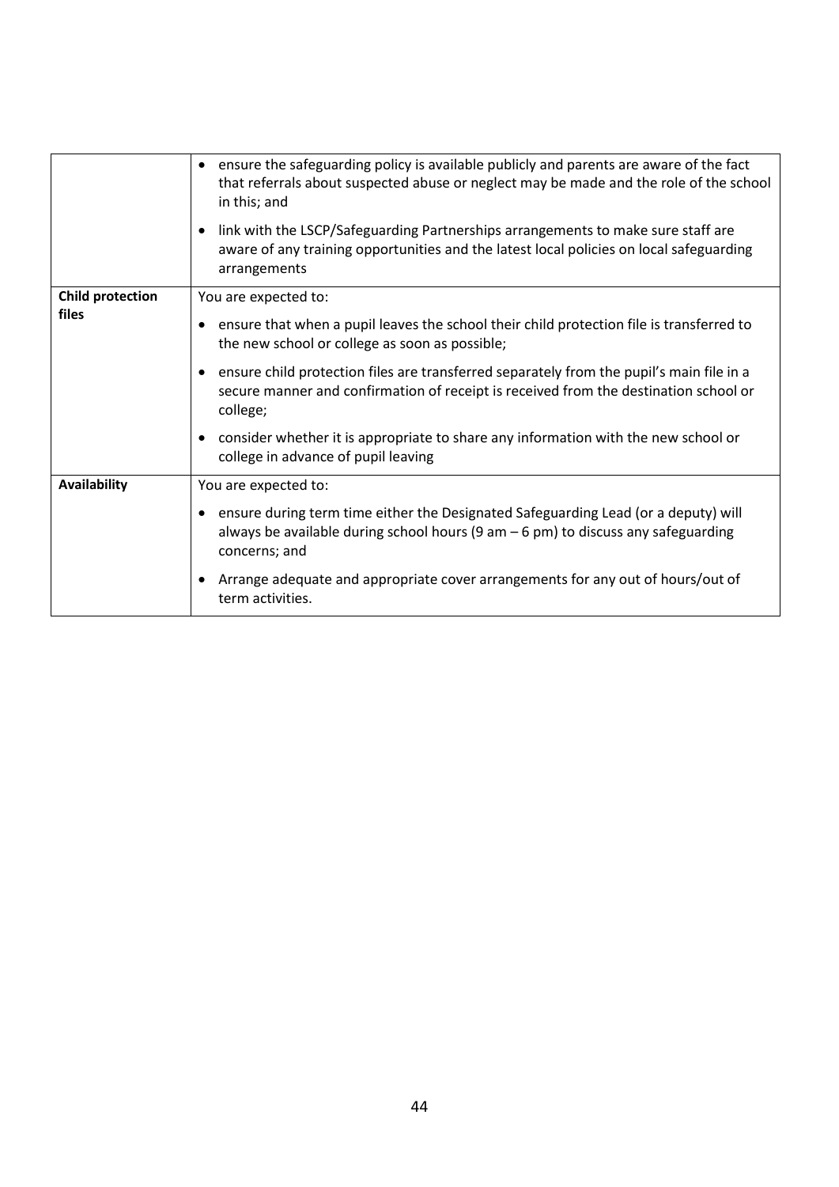| | |
|---|---|
| | • ensure the safeguarding policy is available publicly and parents are aware of the fact that referrals about suspected abuse or neglect may be made and the role of the school in this; and<br>• link with the LSCP/Safeguarding Partnerships arrangements to make sure staff are aware of any training opportunities and the latest local policies on local safeguarding arrangements |
| **Child protection files** | You are expected to:<br>• ensure that when a pupil leaves the school their child protection file is transferred to the new school or college as soon as possible;<br>• ensure child protection files are transferred separately from the pupil's main file in a secure manner and confirmation of receipt is received from the destination school or college;<br>• consider whether it is appropriate to share any information with the new school or college in advance of pupil leaving |
| **Availability** | You are expected to:<br>• ensure during term time either the Designated Safeguarding Lead (or a deputy) will always be available during school hours (9 am – 6 pm) to discuss any safeguarding concerns; and<br>• Arrange adequate and appropriate cover arrangements for any out of hours/out of term activities. |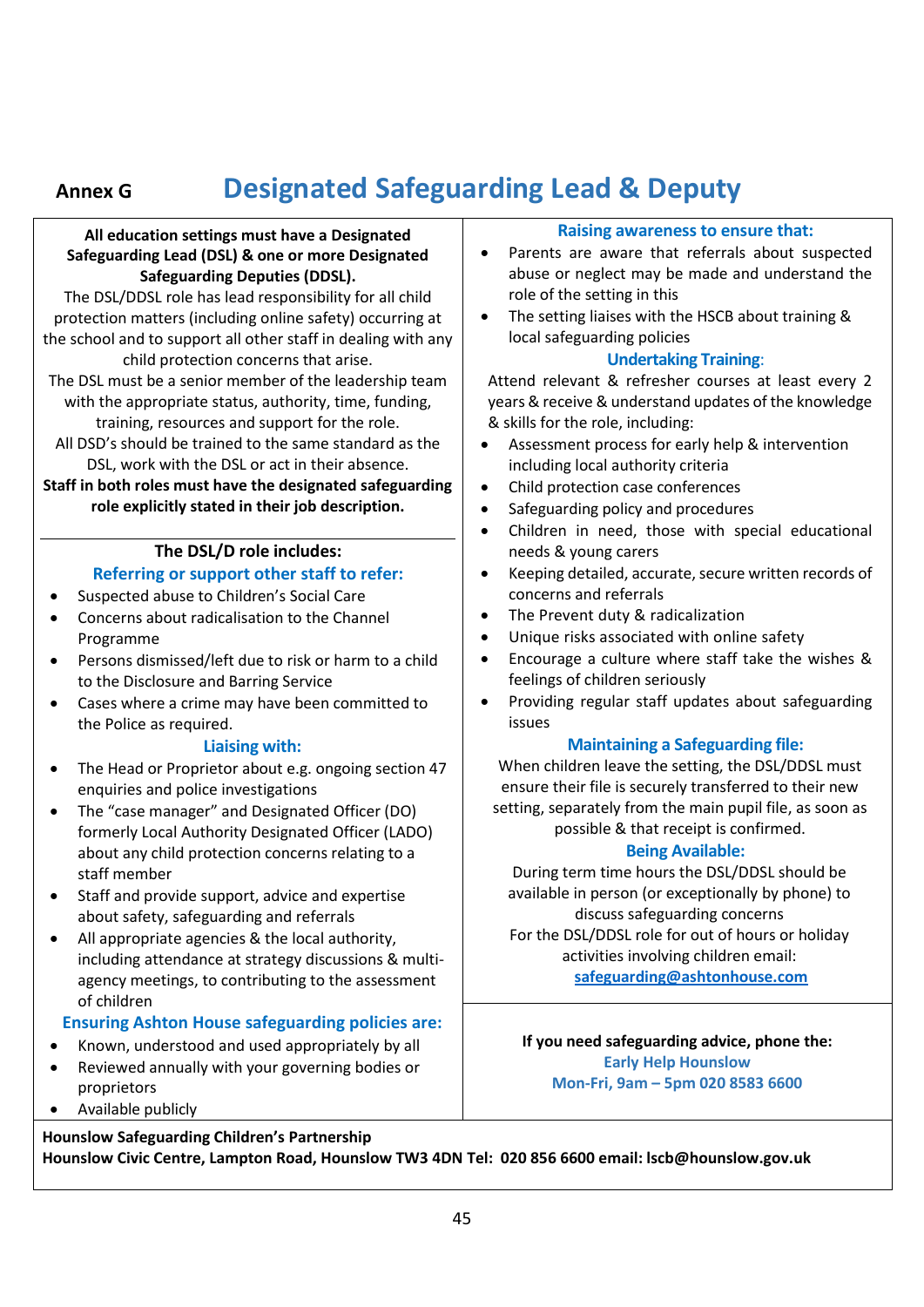Annex G

# Designated Safeguarding Lead & Deputy

**All education settings must have a Designated Safeguarding Lead (DSL) & one or more Designated Safeguarding Deputies (DDSL).**

The DSL/DDSL role has lead responsibility for all child protection matters (including online safety) occurring at the school and to support all other staff in dealing with any child protection concerns that arise.

The DSL must be a senior member of the leadership team with the appropriate status, authority, time, funding, training, resources and support for the role.

All DSD's should be trained to the same standard as the DSL, work with the DSL or act in their absence.

**Staff in both roles must have the designated safeguarding role explicitly stated in their job description.**

## The DSL/D role includes:

### Referring or support other staff to refer:

- Suspected abuse to Children's Social Care
- Concerns about radicalisation to the Channel Programme
- Persons dismissed/left due to risk or harm to a child to the Disclosure and Barring Service
- Cases where a crime may have been committed to the Police as required.

### Liaising with:

- The Head or Proprietor about e.g. ongoing section 47 enquiries and police investigations
- The "case manager" and Designated Officer (DO) formerly Local Authority Designated Officer (LADO) about any child protection concerns relating to a staff member
- Staff and provide support, advice and expertise about safety, safeguarding and referrals
- All appropriate agencies & the local authority, including attendance at strategy discussions & multi-agency meetings, to contributing to the assessment of children

### Ensuring Ashton House safeguarding policies are:

- Known, understood and used appropriately by all
- Reviewed annually with your governing bodies or proprietors
- Available publicly

### Raising awareness to ensure that:

- Parents are aware that referrals about suspected abuse or neglect may be made and understand the role of the setting in this
- The setting liaises with the HSCB about training & local safeguarding policies

### Undertaking Training:

Attend relevant & refresher courses at least every 2 years & receive & understand updates of the knowledge & skills for the role, including:

- Assessment process for early help & intervention including local authority criteria
- Child protection case conferences
- Safeguarding policy and procedures
- Children in need, those with special educational needs & young carers
- Keeping detailed, accurate, secure written records of concerns and referrals
- The Prevent duty & radicalization
- Unique risks associated with online safety
- Encourage a culture where staff take the wishes & feelings of children seriously
- Providing regular staff updates about safeguarding issues

### Maintaining a Safeguarding file:

When children leave the setting, the DSL/DDSL must ensure their file is securely transferred to their new setting, separately from the main pupil file, as soon as possible & that receipt is confirmed.

### Being Available:

During term time hours the DSL/DDSL should be available in person (or exceptionally by phone) to discuss safeguarding concerns

For the DSL/DDSL role for out of hours or holiday activities involving children email:
safeguarding@ashtonhouse.com

**If you need safeguarding advice, phone the:**
**Early Help Hounslow**
**Mon-Fri, 9am – 5pm 020 8583 6600**

**Hounslow Safeguarding Children's Partnership**
**Hounslow Civic Centre, Lampton Road, Hounslow TW3 4DN Tel: 020 856 6600 email: lscb@hounslow.gov.uk**